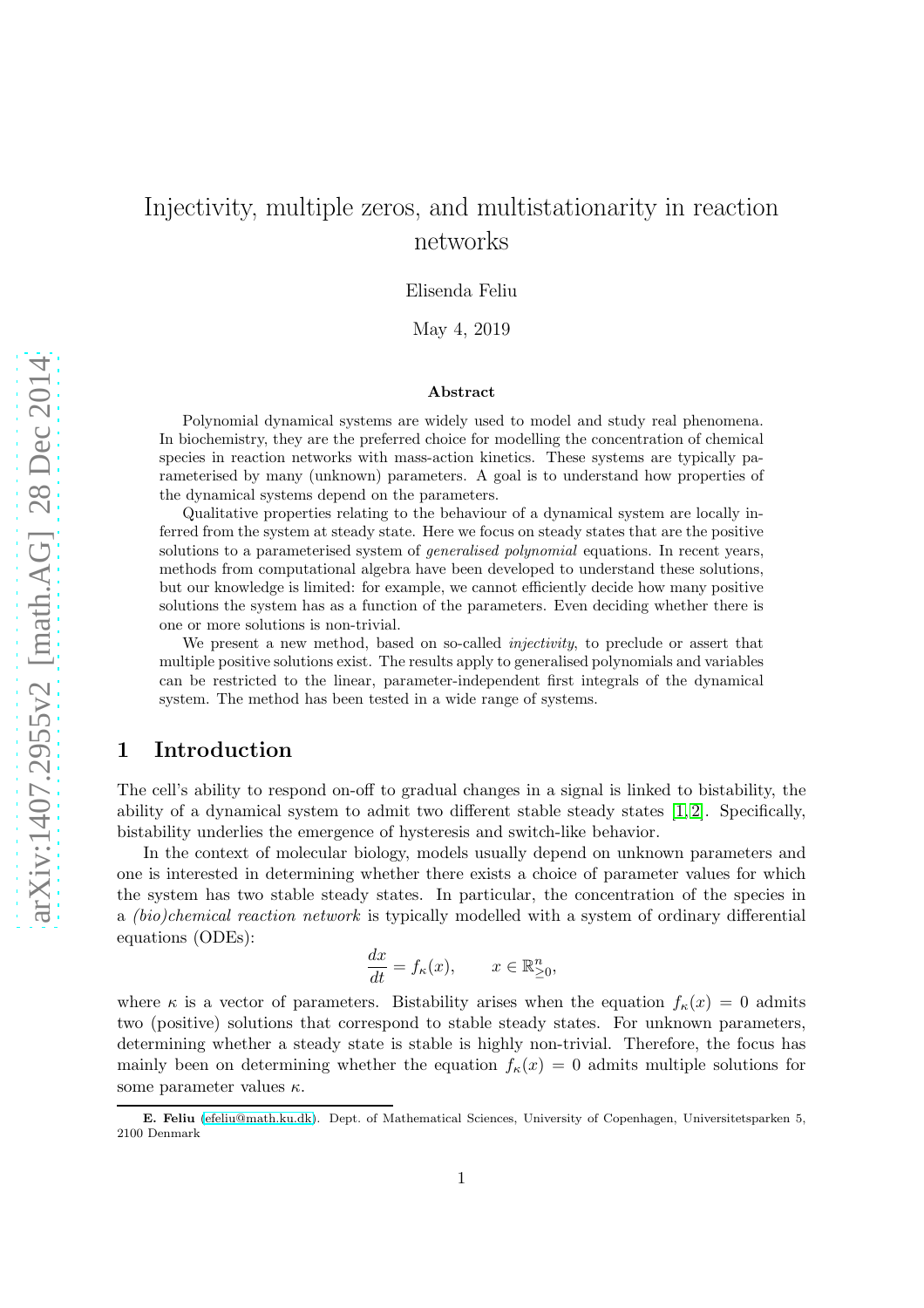# Injectivity, multiple zeros, and multistationarity in reaction networks

Elisenda Feliu

May 4, 2019

### Abstract

Polynomial dynamical systems are widely used to model and study real phenomena. In biochemistry, they are the preferred choice for modelling the concentration of chemical species in reaction networks with mass-action kinetics. These systems are typically parameterised by many (unknown) parameters. A goal is to understand how properties of the dynamical systems depend on the parameters.

Qualitative properties relating to the behaviour of a dynamical system are locally inferred from the system at steady state. Here we focus on steady states that are the positive solutions to a parameterised system of *generalised polynomial* equations. In recent years, methods from computational algebra have been developed to understand these solutions, but our knowledge is limited: for example, we cannot efficiently decide how many positive solutions the system has as a function of the parameters. Even deciding whether there is one or more solutions is non-trivial.

We present a new method, based on so-called *injectivity*, to preclude or assert that multiple positive solutions exist. The results apply to generalised polynomials and variables can be restricted to the linear, parameter-independent first integrals of the dynamical system. The method has been tested in a wide range of systems.

## 1 Introduction

The cell's ability to respond on-off to gradual changes in a signal is linked to bistability, the ability of a dynamical system to admit two different stable steady states [1, 2]. Specifically, bistability underlies the emergence of hysteresis and switch-like behavior.

In the context of molecular biology, models usually depend on unknown parameters and one is interested in determining whether there exists a choice of parameter values for which the system has two stable steady states. In particular, the concentration of the species in a *(bio)chemical reaction network* is typically modelled with a system of ordinary differential equations (ODEs):

$$\frac{dx}{dt} = f_\kappa(x), \qquad x \in \mathbb{R}^n_{\geq 0},$$

where $\kappa$ is a vector of parameters. Bistability arises when the equation $f_\kappa(x) = 0$ admits two (positive) solutions that correspond to stable steady states. For unknown parameters, determining whether a steady state is stable is highly non-trivial. Therefore, the focus has mainly been on determining whether the equation $f_\kappa(x) = 0$ admits multiple solutions for some parameter values $\kappa$.

**E. Feliu** (efeliu@math.ku.dk). Dept. of Mathematical Sciences, University of Copenhagen, Universitetsparken 5, 2100 Denmark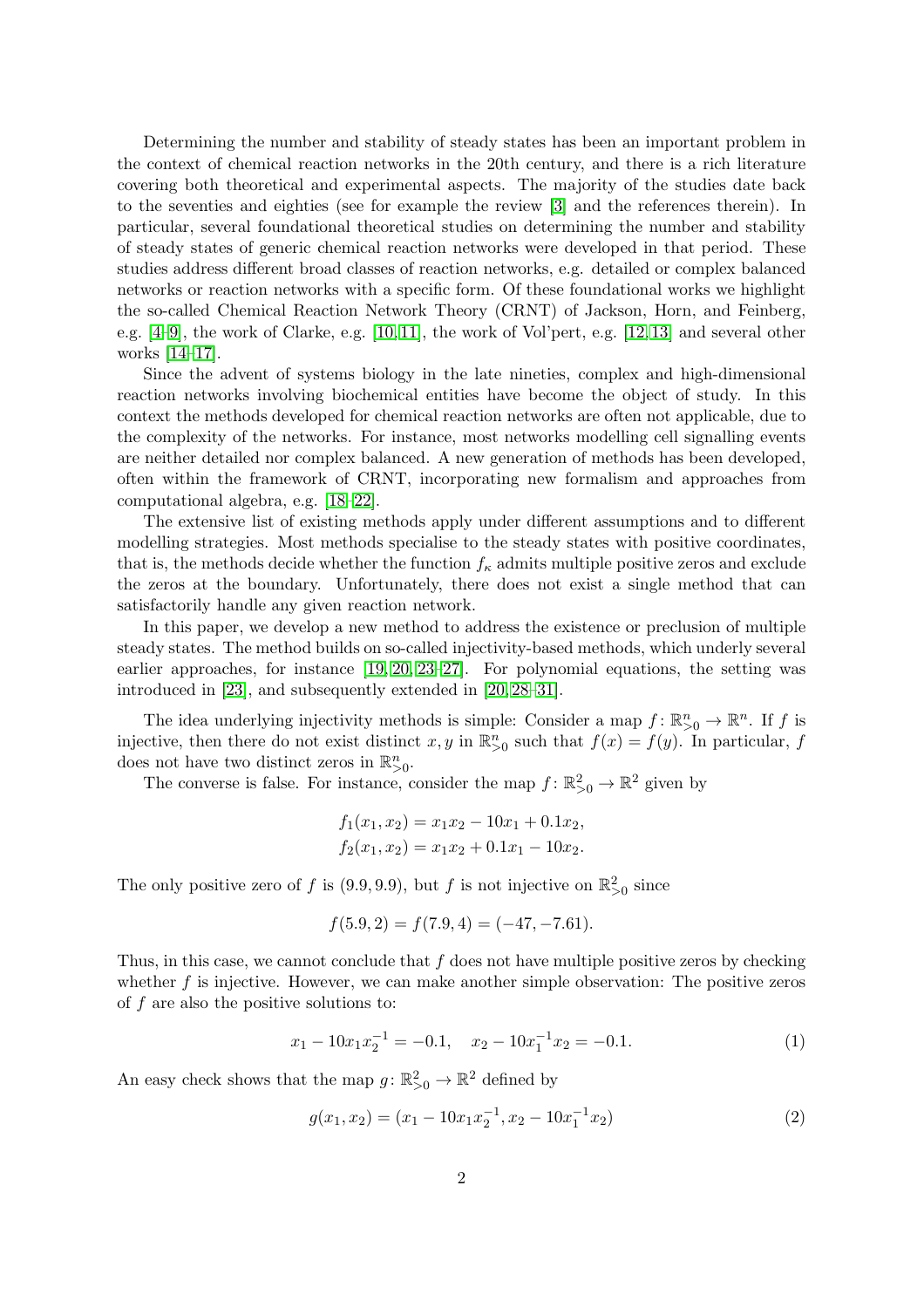Determining the number and stability of steady states has been an important problem in the context of chemical reaction networks in the 20th century, and there is a rich literature covering both theoretical and experimental aspects. The majority of the studies date back to the seventies and eighties (see for example the review [3] and the references therein). In particular, several foundational theoretical studies on determining the number and stability of steady states of generic chemical reaction networks were developed in that period. These studies address different broad classes of reaction networks, e.g. detailed or complex balanced networks or reaction networks with a specific form. Of these foundational works we highlight the so-called Chemical Reaction Network Theory (CRNT) of Jackson, Horn, and Feinberg, e.g. [4–9], the work of Clarke, e.g. [10, 11], the work of Vol'pert, e.g. [12, 13] and several other works [14–17].

Since the advent of systems biology in the late nineties, complex and high-dimensional reaction networks involving biochemical entities have become the object of study. In this context the methods developed for chemical reaction networks are often not applicable, due to the complexity of the networks. For instance, most networks modelling cell signalling events are neither detailed nor complex balanced. A new generation of methods has been developed, often within the framework of CRNT, incorporating new formalism and approaches from computational algebra, e.g. [18–22].

The extensive list of existing methods apply under different assumptions and to different modelling strategies. Most methods specialise to the steady states with positive coordinates, that is, the methods decide whether the function $f_\kappa$ admits multiple positive zeros and exclude the zeros at the boundary. Unfortunately, there does not exist a single method that can satisfactorily handle any given reaction network.

In this paper, we develop a new method to address the existence or preclusion of multiple steady states. The method builds on so-called injectivity-based methods, which underly several earlier approaches, for instance [19, 20, 23–27]. For polynomial equations, the setting was introduced in [23], and subsequently extended in [20, 28–31].

The idea underlying injectivity methods is simple: Consider a map $f\colon \mathbb{R}^n_{>0} \to \mathbb{R}^n$. If $f$ is injective, then there do not exist distinct $x, y$ in $\mathbb{R}^n_{>0}$ such that $f(x) = f(y)$. In particular, $f$ does not have two distinct zeros in $\mathbb{R}^n_{>0}$.

The converse is false. For instance, consider the map $f\colon \mathbb{R}^2_{>0} \to \mathbb{R}^2$ given by

$$f_1(x_1, x_2) = x_1x_2 - 10x_1 + 0.1x_2,$$
$$f_2(x_1, x_2) = x_1x_2 + 0.1x_1 - 10x_2.$$

The only positive zero of $f$ is $(9.9, 9.9)$, but $f$ is not injective on $\mathbb{R}^2_{>0}$ since

$$f(5.9, 2) = f(7.9, 4) = (-47, -7.61).$$

Thus, in this case, we cannot conclude that $f$ does not have multiple positive zeros by checking whether $f$ is injective. However, we can make another simple observation: The positive zeros of $f$ are also the positive solutions to:

$$x_1 - 10x_1x_2^{-1} = -0.1, \quad x_2 - 10x_1^{-1}x_2 = -0.1. \tag{1}$$

An easy check shows that the map $g\colon \mathbb{R}^2_{>0} \to \mathbb{R}^2$ defined by

$$g(x_1, x_2) = (x_1 - 10x_1x_2^{-1}, x_2 - 10x_1^{-1}x_2) \tag{2}$$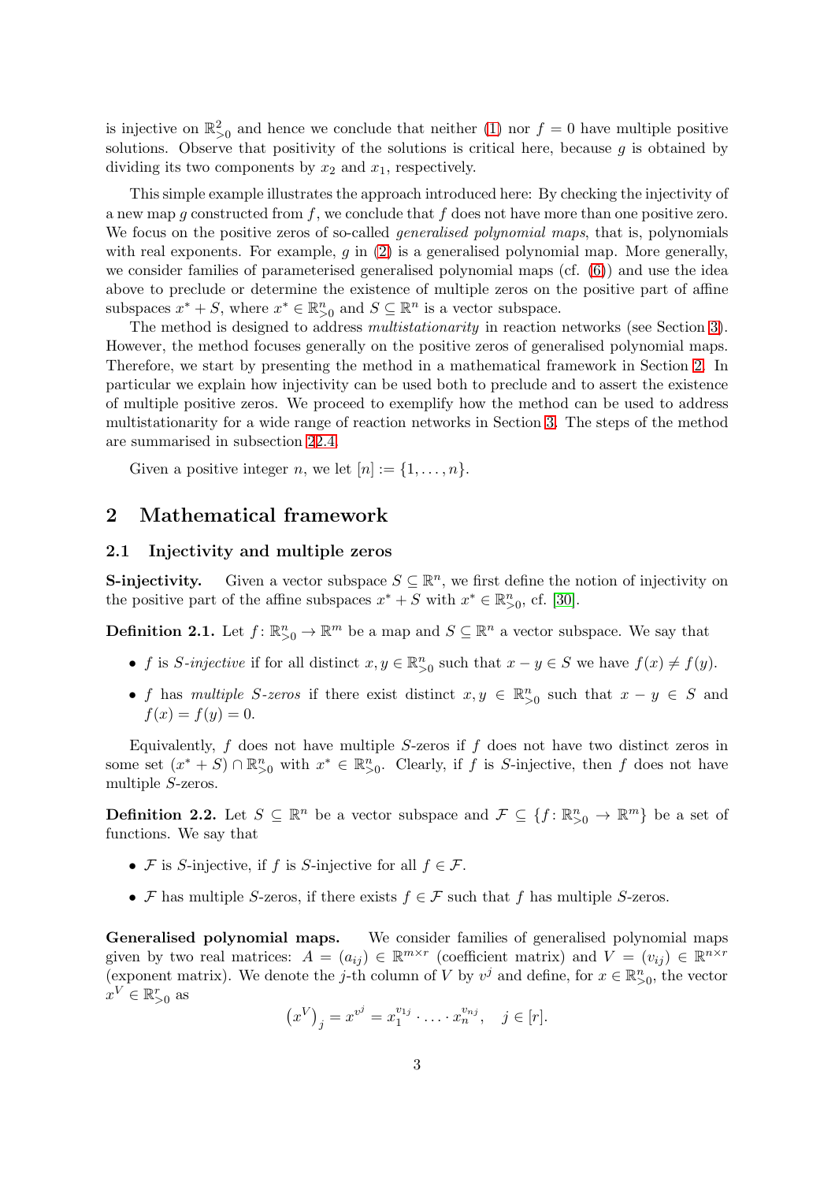is injective on $\mathbb{R}^2_{>0}$ and hence we conclude that neither (1) nor $f = 0$ have multiple positive solutions. Observe that positivity of the solutions is critical here, because $g$ is obtained by dividing its two components by $x_2$ and $x_1$, respectively.

This simple example illustrates the approach introduced here: By checking the injectivity of a new map $g$ constructed from $f$, we conclude that $f$ does not have more than one positive zero. We focus on the positive zeros of so-called *generalised polynomial maps*, that is, polynomials with real exponents. For example, $g$ in (2) is a generalised polynomial map. More generally, we consider families of parameterised generalised polynomial maps (cf. (6)) and use the idea above to preclude or determine the existence of multiple zeros on the positive part of affine subspaces $x^* + S$, where $x^* \in \mathbb{R}^n_{>0}$ and $S \subseteq \mathbb{R}^n$ is a vector subspace.

The method is designed to address *multistationarity* in reaction networks (see Section 3). However, the method focuses generally on the positive zeros of generalised polynomial maps. Therefore, we start by presenting the method in a mathematical framework in Section 2. In particular we explain how injectivity can be used both to preclude and to assert the existence of multiple positive zeros. We proceed to exemplify how the method can be used to address multistationarity for a wide range of reaction networks in Section 3. The steps of the method are summarised in subsection 22.4.

Given a positive integer $n$, we let $[n] := \{1, \ldots, n\}$.

## 2 Mathematical framework

### 2.1 Injectivity and multiple zeros

**S-injectivity.** Given a vector subspace $S \subseteq \mathbb{R}^n$, we first define the notion of injectivity on the positive part of the affine subspaces $x^* + S$ with $x^* \in \mathbb{R}^n_{>0}$, cf. [30].

**Definition 2.1.** Let $f\colon \mathbb{R}^n_{>0} \to \mathbb{R}^m$ be a map and $S \subseteq \mathbb{R}^n$ a vector subspace. We say that

- $f$ is *S-injective* if for all distinct $x, y \in \mathbb{R}^n_{>0}$ such that $x - y \in S$ we have $f(x) \neq f(y)$.
- $f$ has *multiple S-zeros* if there exist distinct $x, y \in \mathbb{R}^n_{>0}$ such that $x - y \in S$ and $f(x) = f(y) = 0$.

Equivalently, $f$ does not have multiple $S$-zeros if $f$ does not have two distinct zeros in some set $(x^* + S) \cap \mathbb{R}^n_{>0}$ with $x^* \in \mathbb{R}^n_{>0}$. Clearly, if $f$ is $S$-injective, then $f$ does not have multiple $S$-zeros.

**Definition 2.2.** Let $S \subseteq \mathbb{R}^n$ be a vector subspace and $\mathcal{F} \subseteq \{f\colon \mathbb{R}^n_{>0} \to \mathbb{R}^m\}$ be a set of functions. We say that

- $\mathcal{F}$ is $S$-injective, if $f$ is $S$-injective for all $f \in \mathcal{F}$.
- $\mathcal{F}$ has multiple $S$-zeros, if there exists $f \in \mathcal{F}$ such that $f$ has multiple $S$-zeros.

**Generalised polynomial maps.** We consider families of generalised polynomial maps given by two real matrices: $A = (a_{ij}) \in \mathbb{R}^{m \times r}$ (coefficient matrix) and $V = (v_{ij}) \in \mathbb{R}^{n \times r}$ (exponent matrix). We denote the $j$-th column of $V$ by $v^j$ and define, for $x \in \mathbb{R}^n_{>0}$, the vector $x^V \in \mathbb{R}^r_{>0}$ as

$$\left(x^V\right)_j = x^{v^j} = x_1^{v_{1j}} \cdot \ldots \cdot x_n^{v_{nj}}, \quad j \in [r].$$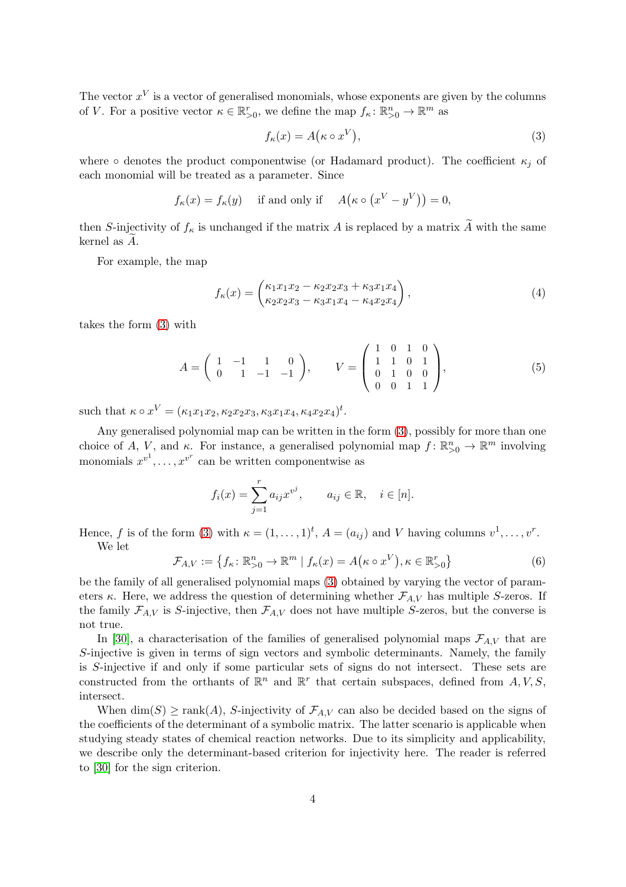The vector $x^V$ is a vector of generalised monomials, whose exponents are given by the columns of $V$. For a positive vector $\kappa \in \mathbb{R}^r_{>0}$, we define the map $f_\kappa \colon \mathbb{R}^n_{>0} \to \mathbb{R}^m$ as

$$f_\kappa(x) = A\big(\kappa \circ x^V\big), \tag{3}$$

where $\circ$ denotes the product componentwise (or Hadamard product). The coefficient $\kappa_j$ of each monomial will be treated as a parameter. Since

$$f_\kappa(x) = f_\kappa(y) \quad \text{if and only if} \quad A\big(\kappa \circ \big(x^V - y^V\big)\big) = 0,$$

then $S$-injectivity of $f_\kappa$ is unchanged if the matrix $A$ is replaced by a matrix $\widetilde{A}$ with the same kernel as $\widetilde{A}$.

For example, the map

$$f_\kappa(x) = \begin{pmatrix} \kappa_1 x_1 x_2 - \kappa_2 x_2 x_3 + \kappa_3 x_1 x_4 \\ \kappa_2 x_2 x_3 - \kappa_3 x_1 x_4 - \kappa_4 x_2 x_4 \end{pmatrix}, \tag{4}$$

takes the form (3) with

$$A = \begin{pmatrix} 1 & -1 & 1 & 0 \\ 0 & 1 & -1 & -1 \end{pmatrix}, \qquad V = \begin{pmatrix} 1 & 0 & 1 & 0 \\ 1 & 1 & 0 & 1 \\ 0 & 1 & 0 & 0 \\ 0 & 0 & 1 & 1 \end{pmatrix}, \tag{5}$$

such that $\kappa \circ x^V = (\kappa_1 x_1 x_2, \kappa_2 x_2 x_3, \kappa_3 x_1 x_4, \kappa_4 x_2 x_4)^t$.

Any generalised polynomial map can be written in the form (3), possibly for more than one choice of $A$, $V$, and $\kappa$. For instance, a generalised polynomial map $f \colon \mathbb{R}^n_{>0} \to \mathbb{R}^m$ involving monomials $x^{v^1}, \dots, x^{v^r}$ can be written componentwise as

$$f_i(x) = \sum_{j=1}^{r} a_{ij} x^{v^j}, \qquad a_{ij} \in \mathbb{R}, \quad i \in [n].$$

Hence, $f$ is of the form (3) with $\kappa = (1, \dots, 1)^t$, $A = (a_{ij})$ and $V$ having columns $v^1, \dots, v^r$.

We let

$$\mathcal{F}_{A,V} := \big\{ f_\kappa \colon \mathbb{R}^n_{>0} \to \mathbb{R}^m \mid f_\kappa(x) = A\big(\kappa \circ x^V\big), \kappa \in \mathbb{R}^r_{>0} \big\} \tag{6}$$

be the family of all generalised polynomial maps (3) obtained by varying the vector of parameters $\kappa$. Here, we address the question of determining whether $\mathcal{F}_{A,V}$ has multiple $S$-zeros. If the family $\mathcal{F}_{A,V}$ is $S$-injective, then $\mathcal{F}_{A,V}$ does not have multiple $S$-zeros, but the converse is not true.

In [30], a characterisation of the families of generalised polynomial maps $\mathcal{F}_{A,V}$ that are $S$-injective is given in terms of sign vectors and symbolic determinants. Namely, the family is $S$-injective if and only if some particular sets of signs do not intersect. These sets are constructed from the orthants of $\mathbb{R}^n$ and $\mathbb{R}^r$ that certain subspaces, defined from $A, V, S$, intersect.

When $\dim(S) \geq \operatorname{rank}(A)$, $S$-injectivity of $\mathcal{F}_{A,V}$ can also be decided based on the signs of the coefficients of the determinant of a symbolic matrix. The latter scenario is applicable when studying steady states of chemical reaction networks. Due to its simplicity and applicability, we describe only the determinant-based criterion for injectivity here. The reader is referred to [30] for the sign criterion.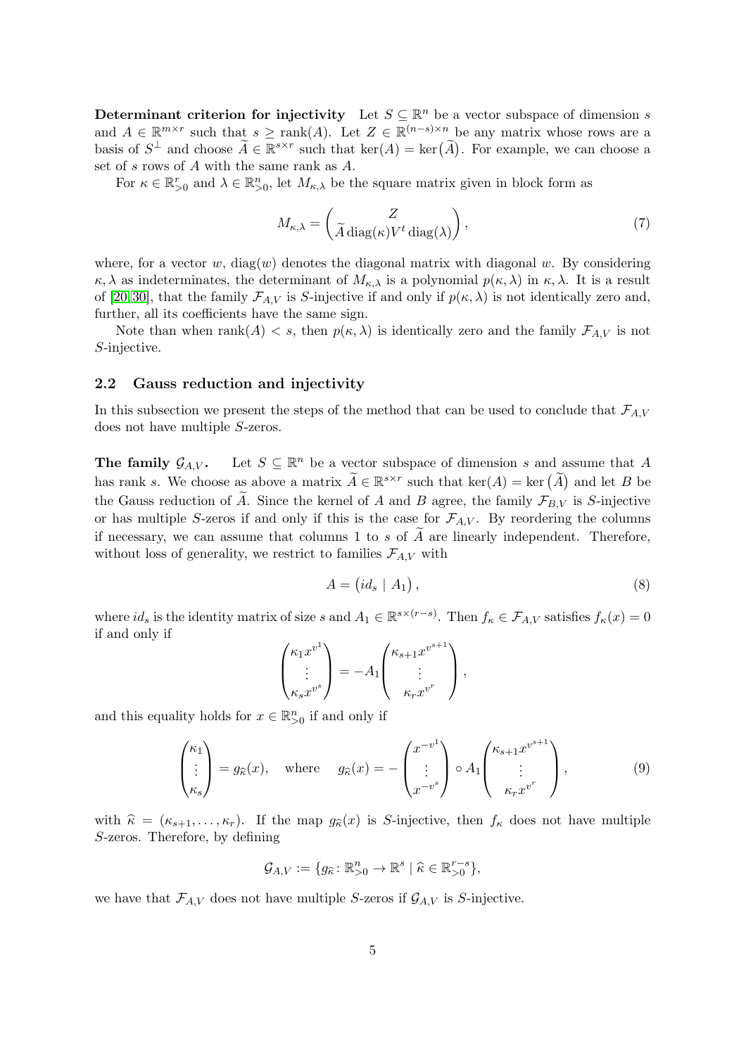**Determinant criterion for injectivity** Let $S \subseteq \mathbb{R}^n$ be a vector subspace of dimension $s$ and $A \in \mathbb{R}^{m\times r}$ such that $s \geq \operatorname{rank}(A)$. Let $Z \in \mathbb{R}^{(n-s)\times n}$ be any matrix whose rows are a basis of $S^\perp$ and choose $\widetilde{A} \in \mathbb{R}^{s\times r}$ such that $\ker(A) = \ker\big(\widetilde{A}\big)$. For example, we can choose a set of $s$ rows of $A$ with the same rank as $A$.

For $\kappa \in \mathbb{R}^r_{>0}$ and $\lambda \in \mathbb{R}^n_{>0}$, let $M_{\kappa,\lambda}$ be the square matrix given in block form as

$$M_{\kappa,\lambda} = \begin{pmatrix} Z \\ \widetilde{A}\operatorname{diag}(\kappa)V^t\operatorname{diag}(\lambda)\end{pmatrix}, \tag{7}$$

where, for a vector $w$, $\operatorname{diag}(w)$ denotes the diagonal matrix with diagonal $w$. By considering $\kappa, \lambda$ as indeterminates, the determinant of $M_{\kappa,\lambda}$ is a polynomial $p(\kappa,\lambda)$ in $\kappa,\lambda$. It is a result of [20, 30], that the family $\mathcal{F}_{A,V}$ is $S$-injective if and only if $p(\kappa,\lambda)$ is not identically zero and, further, all its coefficients have the same sign.

Note than when $\operatorname{rank}(A) < s$, then $p(\kappa,\lambda)$ is identically zero and the family $\mathcal{F}_{A,V}$ is not $S$-injective.

## 2.2 Gauss reduction and injectivity

In this subsection we present the steps of the method that can be used to conclude that $\mathcal{F}_{A,V}$ does not have multiple $S$-zeros.

**The family $\mathcal{G}_{A,V}$.** Let $S \subseteq \mathbb{R}^n$ be a vector subspace of dimension $s$ and assume that $A$ has rank $s$. We choose as above a matrix $\widetilde{A} \in \mathbb{R}^{s\times r}$ such that $\ker(A) = \ker\big(\widetilde{A}\big)$ and let $B$ be the Gauss reduction of $\widetilde{A}$. Since the kernel of $A$ and $B$ agree, the family $\mathcal{F}_{B,V}$ is $S$-injective or has multiple $S$-zeros if and only if this is the case for $\mathcal{F}_{A,V}$. By reordering the columns if necessary, we can assume that columns 1 to $s$ of $\widetilde{A}$ are linearly independent. Therefore, without loss of generality, we restrict to families $\mathcal{F}_{A,V}$ with

$$A = \big(id_s \mid A_1\big), \tag{8}$$

where $id_s$ is the identity matrix of size $s$ and $A_1 \in \mathbb{R}^{s\times(r-s)}$. Then $f_\kappa \in \mathcal{F}_{A,V}$ satisfies $f_\kappa(x) = 0$ if and only if

$$\begin{pmatrix}\kappa_1 x^{v^1}\\ \vdots \\ \kappa_s x^{v^s}\end{pmatrix} = -A_1\begin{pmatrix}\kappa_{s+1}x^{v^{s+1}}\\ \vdots \\ \kappa_r x^{v^r}\end{pmatrix},$$

and this equality holds for $x \in \mathbb{R}^n_{>0}$ if and only if

$$\begin{pmatrix}\kappa_1\\ \vdots\\ \kappa_s\end{pmatrix} = g_{\widehat{\kappa}}(x), \quad \text{where} \quad g_{\widehat{\kappa}}(x) = -\begin{pmatrix}x^{-v^1}\\ \vdots \\ x^{-v^s}\end{pmatrix} \circ A_1\begin{pmatrix}\kappa_{s+1}x^{v^{s+1}}\\ \vdots \\ \kappa_r x^{v^r}\end{pmatrix}, \tag{9}$$

with $\widehat{\kappa} = (\kappa_{s+1},\ldots,\kappa_r)$. If the map $g_{\widehat{\kappa}}(x)$ is $S$-injective, then $f_\kappa$ does not have multiple $S$-zeros. Therefore, by defining

$$\mathcal{G}_{A,V} := \{g_{\widehat{\kappa}} \colon \mathbb{R}^n_{>0} \to \mathbb{R}^s \mid \widehat{\kappa} \in \mathbb{R}^{r-s}_{>0}\},$$

we have that $\mathcal{F}_{A,V}$ does not have multiple $S$-zeros if $\mathcal{G}_{A,V}$ is $S$-injective.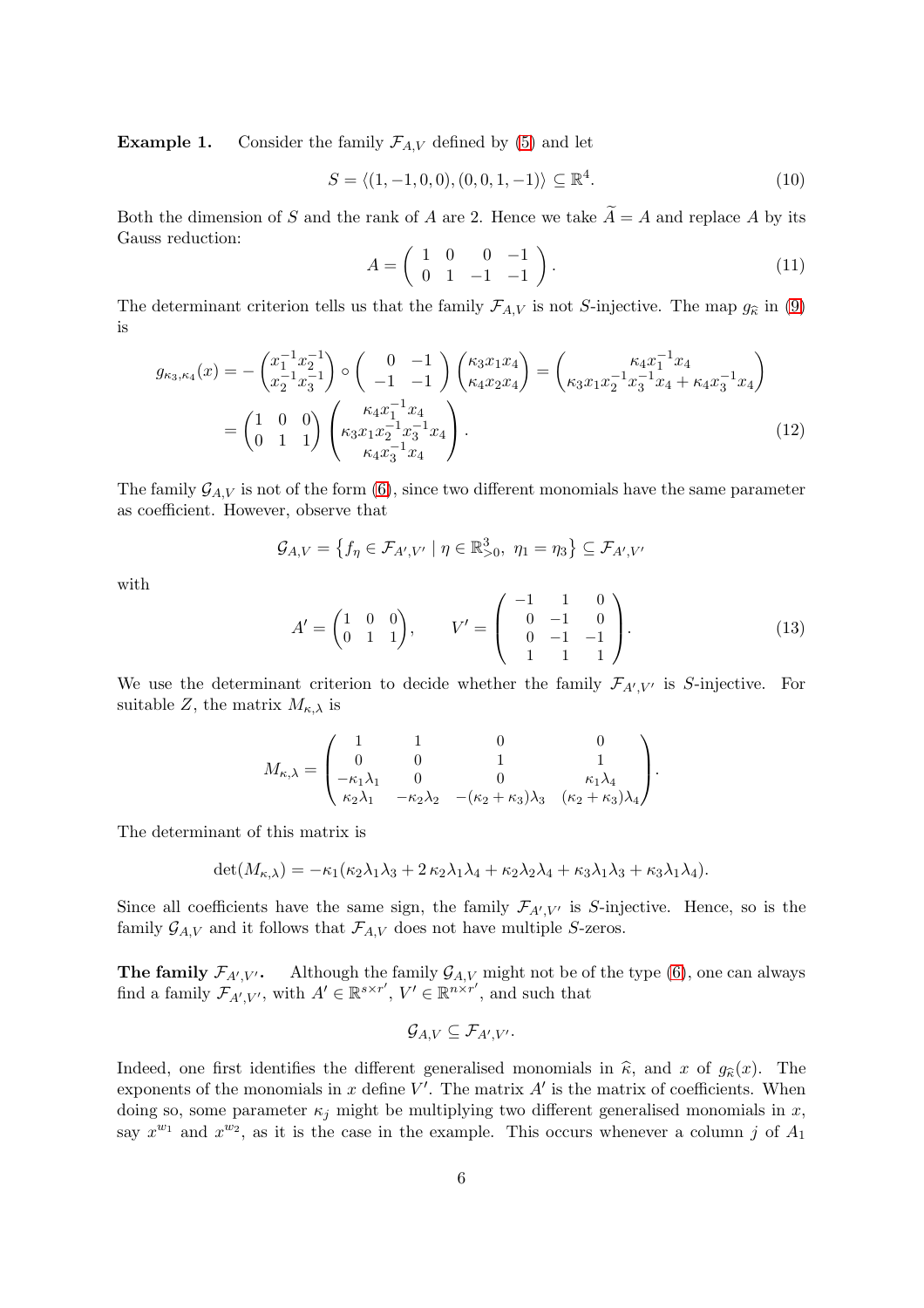**Example 1.** Consider the family $\mathcal{F}_{A,V}$ defined by (5) and let

$$S = \langle (1,-1,0,0), (0,0,1,-1) \rangle \subseteq \mathbb{R}^4. \tag{10}$$

Both the dimension of $S$ and the rank of $A$ are 2. Hence we take $\widetilde{A} = A$ and replace $A$ by its Gauss reduction:

$$A = \begin{pmatrix} 1 & 0 & 0 & -1 \\ 0 & 1 & -1 & -1 \end{pmatrix}. \tag{11}$$

The determinant criterion tells us that the family $\mathcal{F}_{A,V}$ is not $S$-injective. The map $g_{\widehat{\kappa}}$ in (9) is

$$\begin{aligned} g_{\kappa_3,\kappa_4}(x) &= -\begin{pmatrix} x_1^{-1}x_2^{-1} \\ x_2^{-1}x_3^{-1} \end{pmatrix} \circ \begin{pmatrix} 0 & -1 \\ -1 & -1 \end{pmatrix} \begin{pmatrix} \kappa_3 x_1 x_4 \\ \kappa_4 x_2 x_4 \end{pmatrix} = \begin{pmatrix} \kappa_4 x_1^{-1} x_4 \\ \kappa_3 x_1 x_2^{-1} x_3^{-1} x_4 + \kappa_4 x_3^{-1} x_4 \end{pmatrix} \\ &= \begin{pmatrix} 1 & 0 & 0 \\ 0 & 1 & 1 \end{pmatrix} \begin{pmatrix} \kappa_4 x_1^{-1} x_4 \\ \kappa_3 x_1 x_2^{-1} x_3^{-1} x_4 \\ \kappa_4 x_3^{-1} x_4 \end{pmatrix}. \end{aligned} \tag{12}$$

The family $\mathcal{G}_{A,V}$ is not of the form (6), since two different monomials have the same parameter as coefficient. However, observe that

$$\mathcal{G}_{A,V} = \left\{ f_\eta \in \mathcal{F}_{A',V'} \mid \eta \in \mathbb{R}^3_{>0},\ \eta_1 = \eta_3 \right\} \subseteq \mathcal{F}_{A',V'}$$

with

$$A' = \begin{pmatrix} 1 & 0 & 0 \\ 0 & 1 & 1 \end{pmatrix}, \qquad V' = \begin{pmatrix} -1 & 1 & 0 \\ 0 & -1 & 0 \\ 0 & -1 & -1 \\ 1 & 1 & 1 \end{pmatrix}. \tag{13}$$

We use the determinant criterion to decide whether the family $\mathcal{F}_{A',V'}$ is $S$-injective. For suitable $Z$, the matrix $M_{\kappa,\lambda}$ is

$$M_{\kappa,\lambda} = \begin{pmatrix} 1 & 1 & 0 & 0 \\ 0 & 0 & 1 & 1 \\ -\kappa_1\lambda_1 & 0 & 0 & \kappa_1\lambda_4 \\ \kappa_2\lambda_1 & -\kappa_2\lambda_2 & -(\kappa_2+\kappa_3)\lambda_3 & (\kappa_2+\kappa_3)\lambda_4 \end{pmatrix}.$$

The determinant of this matrix is

$$\det(M_{\kappa,\lambda}) = -\kappa_1(\kappa_2\lambda_1\lambda_3 + 2\,\kappa_2\lambda_1\lambda_4 + \kappa_2\lambda_2\lambda_4 + \kappa_3\lambda_1\lambda_3 + \kappa_3\lambda_1\lambda_4).$$

Since all coefficients have the same sign, the family $\mathcal{F}_{A',V'}$ is $S$-injective. Hence, so is the family $\mathcal{G}_{A,V}$ and it follows that $\mathcal{F}_{A,V}$ does not have multiple $S$-zeros.

**The family $\mathcal{F}_{A',V'}$.** Although the family $\mathcal{G}_{A,V}$ might not be of the type (6), one can always find a family $\mathcal{F}_{A',V'}$, with $A' \in \mathbb{R}^{s\times r'}$, $V' \in \mathbb{R}^{n\times r'}$, and such that

$$\mathcal{G}_{A,V} \subseteq \mathcal{F}_{A',V'}.$$

Indeed, one first identifies the different generalised monomials in $\widehat{\kappa}$, and $x$ of $g_{\widehat{\kappa}}(x)$. The exponents of the monomials in $x$ define $V'$. The matrix $A'$ is the matrix of coefficients. When doing so, some parameter $\kappa_j$ might be multiplying two different generalised monomials in $x$, say $x^{w_1}$ and $x^{w_2}$, as it is the case in the example. This occurs whenever a column $j$ of $A_1$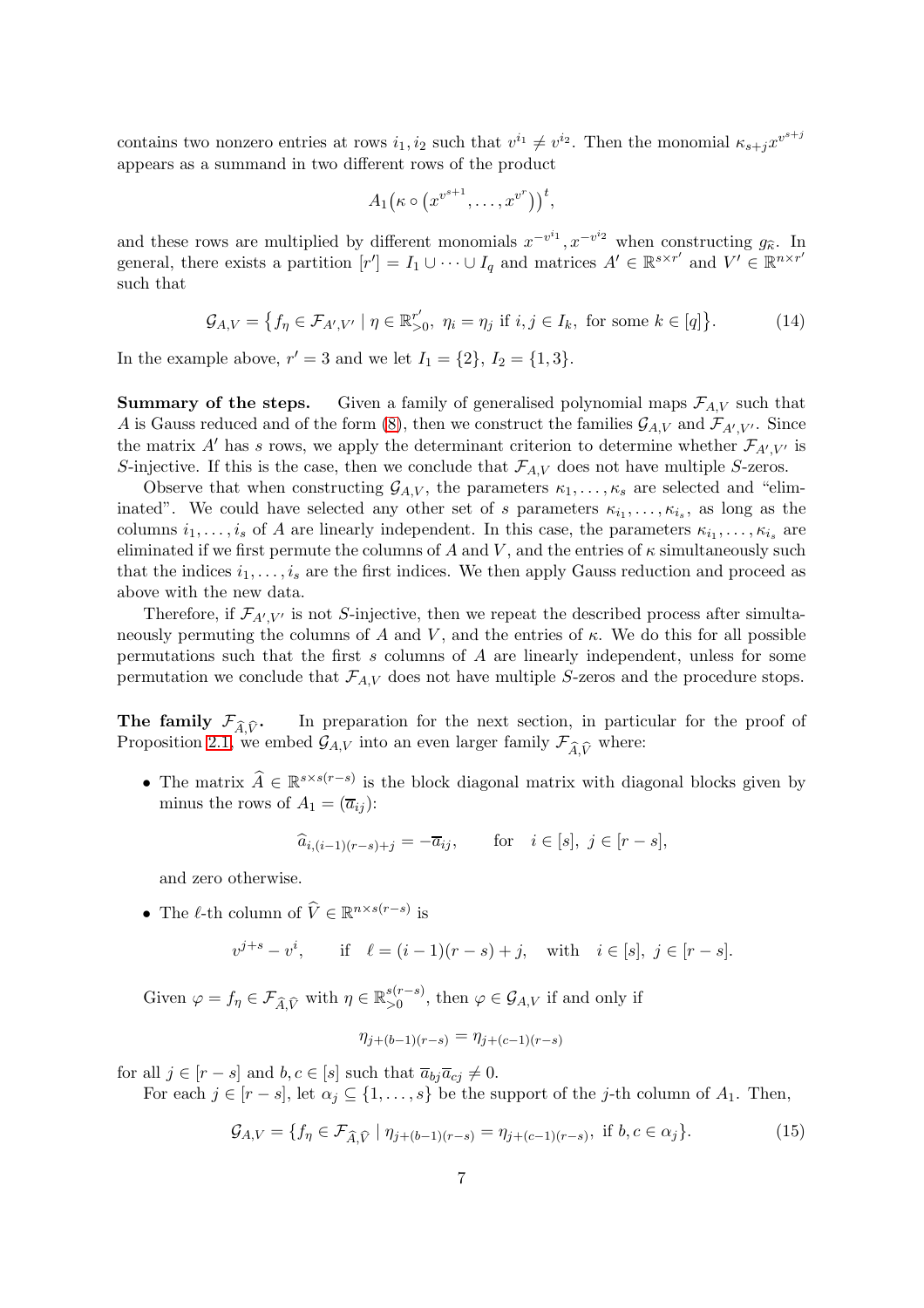contains two nonzero entries at rows $i_1, i_2$ such that $v^{i_1} \neq v^{i_2}$. Then the monomial $\kappa_{s+j} x^{v^{s+j}}$ appears as a summand in two different rows of the product

$$A_1\big(\kappa \circ \big(x^{v^{s+1}}, \dots, x^{v^r}\big)\big)^t,$$

and these rows are multiplied by different monomials $x^{-v^{i_1}}, x^{-v^{i_2}}$ when constructing $g_{\widehat{\kappa}}$. In general, there exists a partition $[r'] = I_1 \cup \dots \cup I_q$ and matrices $A' \in \mathbb{R}^{s \times r'}$ and $V' \in \mathbb{R}^{n \times r'}$ such that

$$\mathcal{G}_{A,V} = \big\{ f_\eta \in \mathcal{F}_{A',V'} \mid \eta \in \mathbb{R}^{r'}_{>0},\ \eta_i = \eta_j \text{ if } i,j \in I_k, \text{ for some } k \in [q] \big\}. \tag{14}$$

In the example above, $r' = 3$ and we let $I_1 = \{2\}$, $I_2 = \{1, 3\}$.

**Summary of the steps.** Given a family of generalised polynomial maps $\mathcal{F}_{A,V}$ such that $A$ is Gauss reduced and of the form (8), then we construct the families $\mathcal{G}_{A,V}$ and $\mathcal{F}_{A',V'}$. Since the matrix $A'$ has $s$ rows, we apply the determinant criterion to determine whether $\mathcal{F}_{A',V'}$ is $S$-injective. If this is the case, then we conclude that $\mathcal{F}_{A,V}$ does not have multiple $S$-zeros.

Observe that when constructing $\mathcal{G}_{A,V}$, the parameters $\kappa_1, \dots, \kappa_s$ are selected and "eliminated". We could have selected any other set of $s$ parameters $\kappa_{i_1}, \dots, \kappa_{i_s}$, as long as the columns $i_1, \dots, i_s$ of $A$ are linearly independent. In this case, the parameters $\kappa_{i_1}, \dots, \kappa_{i_s}$ are eliminated if we first permute the columns of $A$ and $V$, and the entries of $\kappa$ simultaneously such that the indices $i_1, \dots, i_s$ are the first indices. We then apply Gauss reduction and proceed as above with the new data.

Therefore, if $\mathcal{F}_{A',V'}$ is not $S$-injective, then we repeat the described process after simultaneously permuting the columns of $A$ and $V$, and the entries of $\kappa$. We do this for all possible permutations such that the first $s$ columns of $A$ are linearly independent, unless for some permutation we conclude that $\mathcal{F}_{A,V}$ does not have multiple $S$-zeros and the procedure stops.

**The family $\mathcal{F}_{\widehat{A},\widehat{V}}$.** In preparation for the next section, in particular for the proof of Proposition 2.1, we embed $\mathcal{G}_{A,V}$ into an even larger family $\mathcal{F}_{\widehat{A},\widehat{V}}$ where:

- The matrix $\widehat{A} \in \mathbb{R}^{s \times s(r-s)}$ is the block diagonal matrix with diagonal blocks given by minus the rows of $A_1 = (\overline{a}_{ij})$:

  $$\widehat{a}_{i,(i-1)(r-s)+j} = -\overline{a}_{ij}, \qquad \text{for} \quad i \in [s],\ j \in [r-s],$$

  and zero otherwise.

- The $\ell$-th column of $\widehat{V} \in \mathbb{R}^{n \times s(r-s)}$ is

  $$v^{j+s} - v^i, \qquad \text{if} \quad \ell = (i-1)(r-s) + j, \quad \text{with} \quad i \in [s],\ j \in [r-s].$$

Given $\varphi = f_\eta \in \mathcal{F}_{\widehat{A},\widehat{V}}$ with $\eta \in \mathbb{R}^{s(r-s)}_{>0}$, then $\varphi \in \mathcal{G}_{A,V}$ if and only if

$$\eta_{j+(b-1)(r-s)} = \eta_{j+(c-1)(r-s)}$$

for all $j \in [r-s]$ and $b, c \in [s]$ such that $\overline{a}_{bj}\overline{a}_{cj} \neq 0$.

For each $j \in [r-s]$, let $\alpha_j \subseteq \{1, \dots, s\}$ be the support of the $j$-th column of $A_1$. Then,

$$\mathcal{G}_{A,V} = \{ f_\eta \in \mathcal{F}_{\widehat{A},\widehat{V}} \mid \eta_{j+(b-1)(r-s)} = \eta_{j+(c-1)(r-s)}, \text{ if } b, c \in \alpha_j \}. \tag{15}$$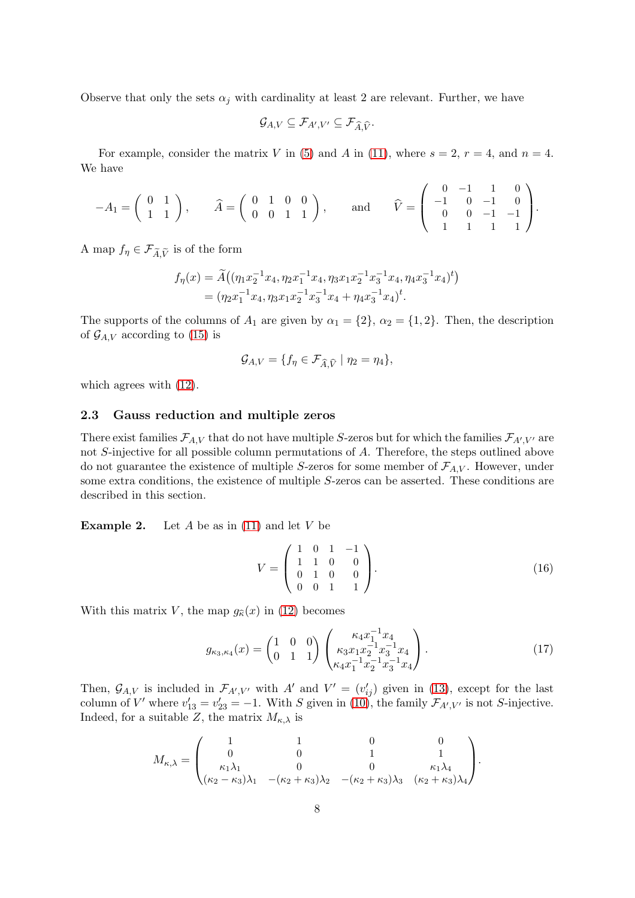Observe that only the sets $\alpha_j$ with cardinality at least 2 are relevant. Further, we have

$$\mathcal{G}_{A,V} \subseteq \mathcal{F}_{A',V'} \subseteq \mathcal{F}_{\widehat{A},\widehat{V}}.$$

For example, consider the matrix $V$ in (5) and $A$ in (11), where $s = 2$, $r = 4$, and $n = 4$. We have

$$-A_1 = \begin{pmatrix} 0 & 1 \\ 1 & 1 \end{pmatrix}, \qquad \widehat{A} = \begin{pmatrix} 0 & 1 & 0 & 0 \\ 0 & 0 & 1 & 1 \end{pmatrix}, \qquad \text{and} \qquad \widehat{V} = \begin{pmatrix} 0 & -1 & 1 & 0 \\ -1 & 0 & -1 & 0 \\ 0 & 0 & -1 & -1 \\ 1 & 1 & 1 & 1 \end{pmatrix}.$$

A map $f_\eta \in \mathcal{F}_{\widetilde{A},\widetilde{V}}$ is of the form

$$\begin{aligned} f_\eta(x) &= \widetilde{A}\big((\eta_1 x_2^{-1} x_4, \eta_2 x_1^{-1} x_4, \eta_3 x_1 x_2^{-1} x_3^{-1} x_4, \eta_4 x_3^{-1} x_4)^t\big) \\ &= (\eta_2 x_1^{-1} x_4, \eta_3 x_1 x_2^{-1} x_3^{-1} x_4 + \eta_4 x_3^{-1} x_4)^t. \end{aligned}$$

The supports of the columns of $A_1$ are given by $\alpha_1 = \{2\}$, $\alpha_2 = \{1, 2\}$. Then, the description of $\mathcal{G}_{A,V}$ according to (15) is

$$\mathcal{G}_{A,V} = \{f_\eta \in \mathcal{F}_{\widehat{A},\widehat{V}} \mid \eta_2 = \eta_4\},$$

which agrees with (12).

### 2.3 Gauss reduction and multiple zeros

There exist families $\mathcal{F}_{A,V}$ that do not have multiple $S$-zeros but for which the families $\mathcal{F}_{A',V'}$ are not $S$-injective for all possible column permutations of $A$. Therefore, the steps outlined above do not guarantee the existence of multiple $S$-zeros for some member of $\mathcal{F}_{A,V}$. However, under some extra conditions, the existence of multiple $S$-zeros can be asserted. These conditions are described in this section.

**Example 2.** Let $A$ be as in (11) and let $V$ be

$$V = \begin{pmatrix} 1 & 0 & 1 & -1 \\ 1 & 1 & 0 & 0 \\ 0 & 1 & 0 & 0 \\ 0 & 0 & 1 & 1 \end{pmatrix}. \tag{16}$$

With this matrix $V$, the map $g_{\widehat{\kappa}}(x)$ in (12) becomes

$$g_{\kappa_3,\kappa_4}(x) = \begin{pmatrix} 1 & 0 & 0 \\ 0 & 1 & 1 \end{pmatrix} \begin{pmatrix} \kappa_4 x_1^{-1} x_4 \\ \kappa_3 x_1 x_2^{-1} x_3^{-1} x_4 \\ \kappa_4 x_1^{-1} x_2^{-1} x_3^{-1} x_4 \end{pmatrix}. \tag{17}$$

Then, $\mathcal{G}_{A,V}$ is included in $\mathcal{F}_{A',V'}$ with $A'$ and $V' = (v'_{ij})$ given in (13), except for the last column of $V'$ where $v'_{13} = v'_{23} = -1$. With $S$ given in (10), the family $\mathcal{F}_{A',V'}$ is not $S$-injective. Indeed, for a suitable $Z$, the matrix $M_{\kappa,\lambda}$ is

$$M_{\kappa,\lambda} = \begin{pmatrix} 1 & 1 & 0 & 0 \\ 0 & 0 & 1 & 1 \\ \kappa_1\lambda_1 & 0 & 0 & \kappa_1\lambda_4 \\ (\kappa_2 - \kappa_3)\lambda_1 & -(\kappa_2 + \kappa_3)\lambda_2 & -(\kappa_2 + \kappa_3)\lambda_3 & (\kappa_2 + \kappa_3)\lambda_4 \end{pmatrix}.$$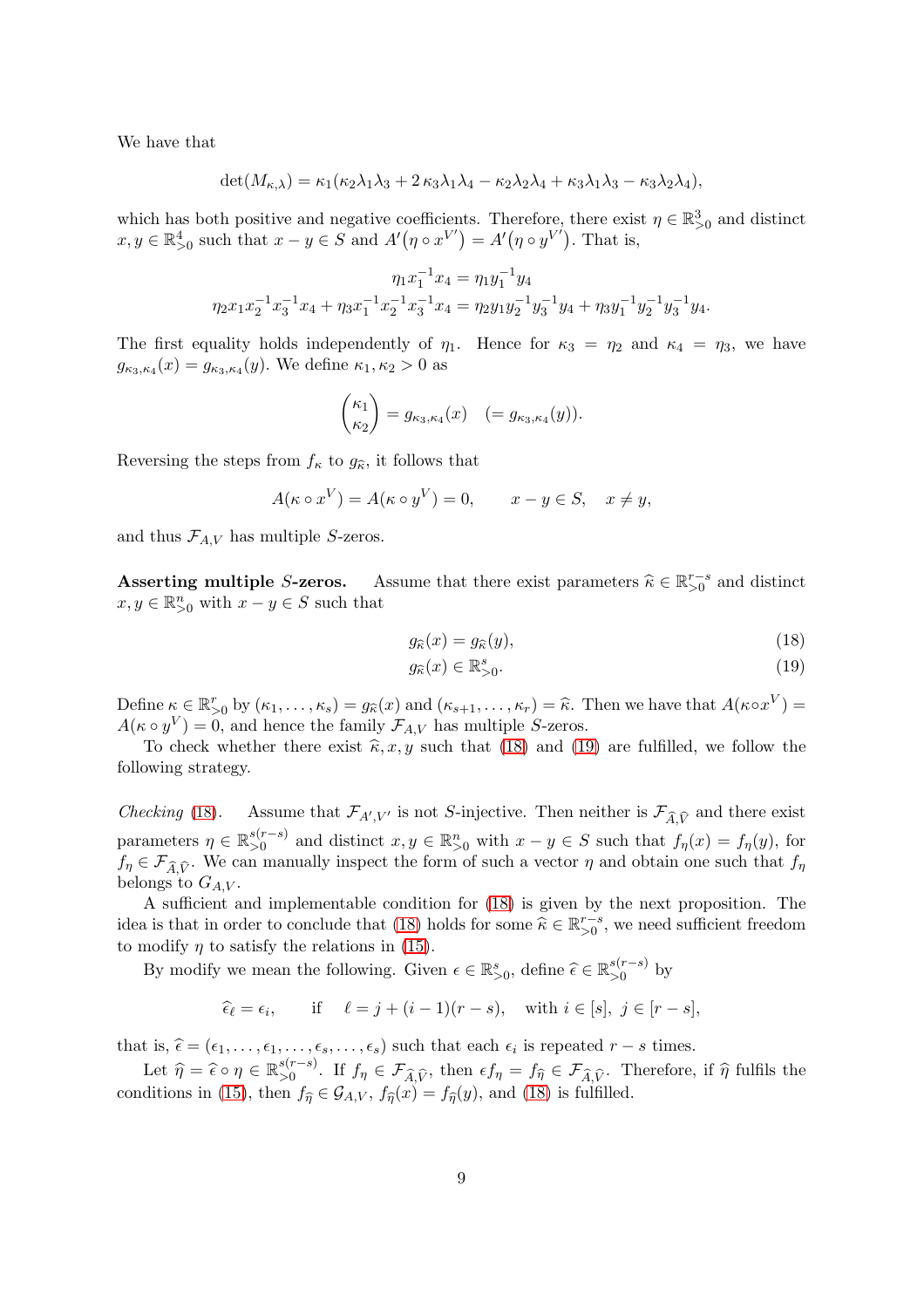We have that

$$\det(M_{\kappa,\lambda}) = \kappa_1(\kappa_2\lambda_1\lambda_3 + 2\,\kappa_3\lambda_1\lambda_4 - \kappa_2\lambda_2\lambda_4 + \kappa_3\lambda_1\lambda_3 - \kappa_3\lambda_2\lambda_4),$$

which has both positive and negative coefficients. Therefore, there exist $\eta \in \mathbb{R}^3_{>0}$ and distinct $x, y \in \mathbb{R}^4_{>0}$ such that $x - y \in S$ and $A'(\eta \circ x^{V'}) = A'(\eta \circ y^{V'})$. That is,

$$\eta_1 x_1^{-1} x_4 = \eta_1 y_1^{-1} y_4$$
$$\eta_2 x_1 x_2^{-1} x_3^{-1} x_4 + \eta_3 x_1^{-1} x_2^{-1} x_3^{-1} x_4 = \eta_2 y_1 y_2^{-1} y_3^{-1} y_4 + \eta_3 y_1^{-1} y_2^{-1} y_3^{-1} y_4.$$

The first equality holds independently of $\eta_1$. Hence for $\kappa_3 = \eta_2$ and $\kappa_4 = \eta_3$, we have $g_{\kappa_3,\kappa_4}(x) = g_{\kappa_3,\kappa_4}(y)$. We define $\kappa_1, \kappa_2 > 0$ as

$$\begin{pmatrix} \kappa_1 \\ \kappa_2 \end{pmatrix} = g_{\kappa_3,\kappa_4}(x) \quad (= g_{\kappa_3,\kappa_4}(y)).$$

Reversing the steps from $f_\kappa$ to $g_{\widehat{\kappa}}$, it follows that

$$A(\kappa \circ x^V) = A(\kappa \circ y^V) = 0, \qquad x - y \in S, \quad x \neq y,$$

and thus $\mathcal{F}_{A,V}$ has multiple $S$-zeros.

**Asserting multiple $S$-zeros.** Assume that there exist parameters $\widehat{\kappa} \in \mathbb{R}^{r-s}_{>0}$ and distinct $x, y \in \mathbb{R}^n_{>0}$ with $x - y \in S$ such that

$$g_{\widehat{\kappa}}(x) = g_{\widehat{\kappa}}(y), \tag{18}$$
$$g_{\widehat{\kappa}}(x) \in \mathbb{R}^s_{>0}. \tag{19}$$

Define $\kappa \in \mathbb{R}^r_{>0}$ by $(\kappa_1, \dots, \kappa_s) = g_{\widehat{\kappa}}(x)$ and $(\kappa_{s+1}, \dots, \kappa_r) = \widehat{\kappa}$. Then we have that $A(\kappa \circ x^V) = A(\kappa \circ y^V) = 0$, and hence the family $\mathcal{F}_{A,V}$ has multiple $S$-zeros.

To check whether there exist $\widehat{\kappa}, x, y$ such that (18) and (19) are fulfilled, we follow the following strategy.

*Checking* (18). Assume that $\mathcal{F}_{A',V'}$ is not $S$-injective. Then neither is $\mathcal{F}_{\widehat{A},\widehat{V}}$ and there exist parameters $\eta \in \mathbb{R}^{s(r-s)}_{>0}$ and distinct $x, y \in \mathbb{R}^n_{>0}$ with $x - y \in S$ such that $f_\eta(x) = f_\eta(y)$, for $f_\eta \in \mathcal{F}_{\widehat{A},\widehat{V}}$. We can manually inspect the form of such a vector $\eta$ and obtain one such that $f_\eta$ belongs to $G_{A,V}$.

A sufficient and implementable condition for (18) is given by the next proposition. The idea is that in order to conclude that (18) holds for some $\widehat{\kappa} \in \mathbb{R}^{r-s}_{>0}$, we need sufficient freedom to modify $\eta$ to satisfy the relations in (15).

By modify we mean the following. Given $\epsilon \in \mathbb{R}^s_{>0}$, define $\widehat{\epsilon} \in \mathbb{R}^{s(r-s)}_{>0}$ by

$$\widehat{\epsilon}_\ell = \epsilon_i, \qquad \text{if} \quad \ell = j + (i-1)(r-s), \quad \text{with } i \in [s],\ j \in [r-s],$$

that is, $\widehat{\epsilon} = (\epsilon_1, \dots, \epsilon_1, \dots, \epsilon_s, \dots, \epsilon_s)$ such that each $\epsilon_i$ is repeated $r - s$ times.

Let $\widehat{\eta} = \widehat{\epsilon} \circ \eta \in \mathbb{R}^{s(r-s)}_{>0}$. If $f_\eta \in \mathcal{F}_{\widehat{A},\widehat{V}}$, then $\epsilon f_\eta = f_{\widehat{\eta}} \in \mathcal{F}_{\widehat{A},\widehat{V}}$. Therefore, if $\widehat{\eta}$ fulfils the conditions in (15), then $f_{\widehat{\eta}} \in \mathcal{G}_{A,V}$, $f_{\widehat{\eta}}(x) = f_{\widehat{\eta}}(y)$, and (18) is fulfilled.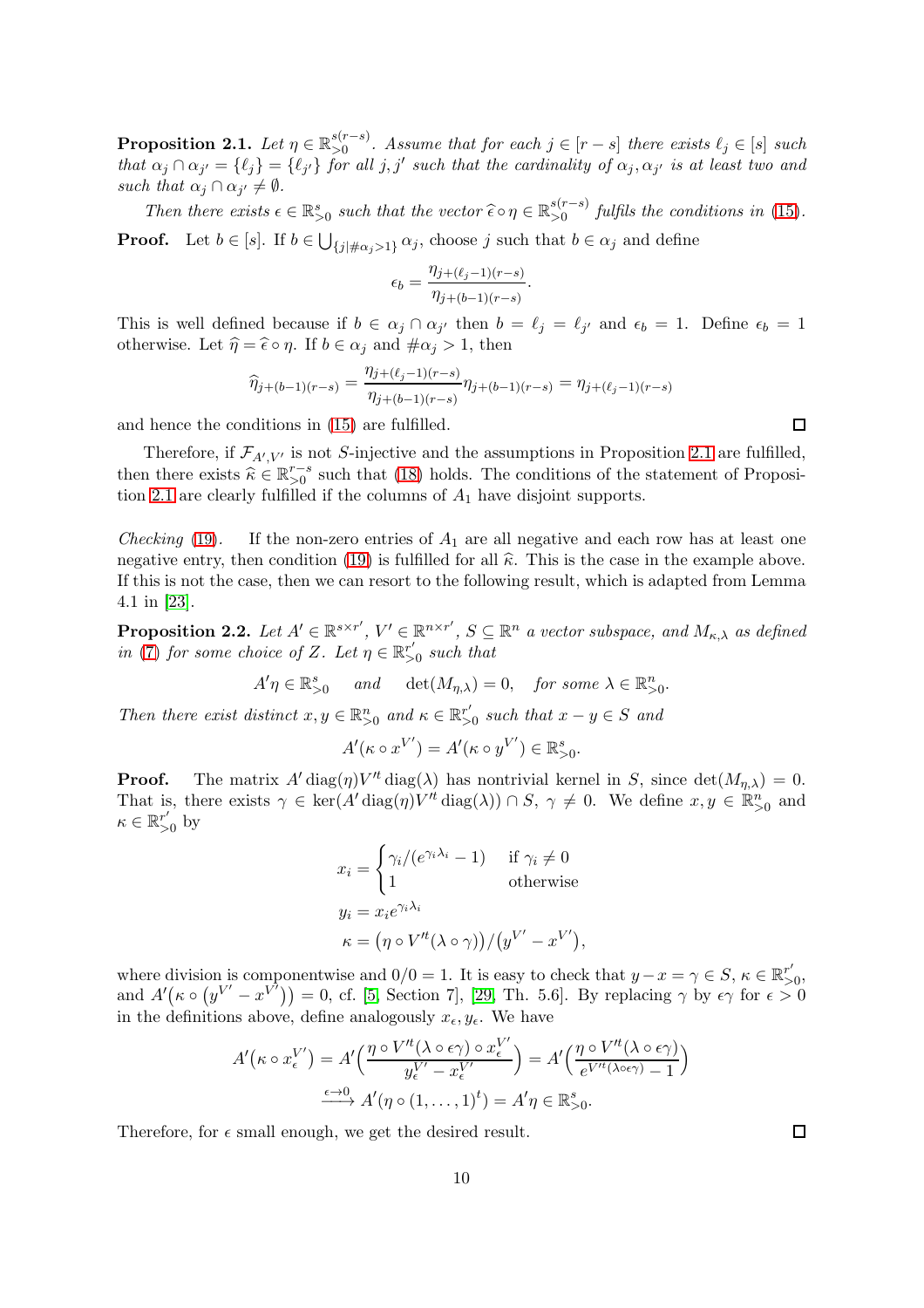**Proposition 2.1.** *Let $\eta \in \mathbb{R}^{s(r-s)}_{>0}$. Assume that for each $j \in [r-s]$ there exists $\ell_j \in [s]$ such that $\alpha_j \cap \alpha_{j'} = \{\ell_j\} = \{\ell_{j'}\}$ for all $j, j'$ such that the cardinality of $\alpha_j, \alpha_{j'}$ is at least two and such that $\alpha_j \cap \alpha_{j'} \neq \emptyset$.*

*Then there exists $\epsilon \in \mathbb{R}^s_{>0}$ such that the vector $\widehat{\epsilon} \circ \eta \in \mathbb{R}^{s(r-s)}_{>0}$ fulfils the conditions in (15).*

**Proof.** Let $b \in [s]$. If $b \in \bigcup_{\{j | \#\alpha_j > 1\}} \alpha_j$, choose $j$ such that $b \in \alpha_j$ and define

$$\epsilon_b = \frac{\eta_{j+(\ell_j-1)(r-s)}}{\eta_{j+(b-1)(r-s)}}.$$

This is well defined because if $b \in \alpha_j \cap \alpha_{j'}$ then $b = \ell_j = \ell_{j'}$ and $\epsilon_b = 1$. Define $\epsilon_b = 1$ otherwise. Let $\widehat{\eta} = \widehat{\epsilon} \circ \eta$. If $b \in \alpha_j$ and $\#\alpha_j > 1$, then

$$\widehat{\eta}_{j+(b-1)(r-s)} = \frac{\eta_{j+(\ell_j-1)(r-s)}}{\eta_{j+(b-1)(r-s)}} \eta_{j+(b-1)(r-s)} = \eta_{j+(\ell_j-1)(r-s)}$$

and hence the conditions in (15) are fulfilled. □

Therefore, if $\mathcal{F}_{A',V'}$ is not $S$-injective and the assumptions in Proposition 2.1 are fulfilled, then there exists $\widehat{\kappa} \in \mathbb{R}^{r-s}_{>0}$ such that (18) holds. The conditions of the statement of Proposition 2.1 are clearly fulfilled if the columns of $A_1$ have disjoint supports.

*Checking* (19). If the non-zero entries of $A_1$ are all negative and each row has at least one negative entry, then condition (19) is fulfilled for all $\widehat{\kappa}$. This is the case in the example above. If this is not the case, then we can resort to the following result, which is adapted from Lemma 4.1 in [23].

**Proposition 2.2.** *Let $A' \in \mathbb{R}^{s \times r'}$, $V' \in \mathbb{R}^{n \times r'}$, $S \subseteq \mathbb{R}^n$ a vector subspace, and $M_{\kappa,\lambda}$ as defined in (7) for some choice of $Z$. Let $\eta \in \mathbb{R}^{r'}_{>0}$ such that*

$$A'\eta \in \mathbb{R}^s_{>0} \quad \text{ and } \quad \det(M_{\eta,\lambda}) = 0, \quad \text{for some } \lambda \in \mathbb{R}^n_{>0}.$$

*Then there exist distinct $x, y \in \mathbb{R}^n_{>0}$ and $\kappa \in \mathbb{R}^{r'}_{>0}$ such that $x - y \in S$ and*

$$A'(\kappa \circ x^{V'}) = A'(\kappa \circ y^{V'}) \in \mathbb{R}^s_{>0}.$$

**Proof.** The matrix $A' \operatorname{diag}(\eta) V'^t \operatorname{diag}(\lambda)$ has nontrivial kernel in $S$, since $\det(M_{\eta,\lambda}) = 0$. That is, there exists $\gamma \in \ker(A' \operatorname{diag}(\eta) V'^t \operatorname{diag}(\lambda)) \cap S$, $\gamma \neq 0$. We define $x, y \in \mathbb{R}^n_{>0}$ and $\kappa \in \mathbb{R}^{r'}_{>0}$ by

$$x_i = \begin{cases} \gamma_i/(e^{\gamma_i \lambda_i} - 1) & \text{if } \gamma_i \neq 0 \\ 1 & \text{otherwise} \end{cases}$$
$$y_i = x_i e^{\gamma_i \lambda_i}$$
$$\kappa = \big(\eta \circ V'^t(\lambda \circ \gamma)\big) / \big(y^{V'} - x^{V'}\big),$$

where division is componentwise and $0/0 = 1$. It is easy to check that $y - x = \gamma \in S$, $\kappa \in \mathbb{R}^{r'}_{>0}$, and $A'\big(\kappa \circ \big(y^{V'} - x^{V'}\big)\big) = 0$, cf. [5, Section 7], [29, Th. 5.6]. By replacing $\gamma$ by $\epsilon\gamma$ for $\epsilon > 0$ in the definitions above, define analogously $x_\epsilon, y_\epsilon$. We have

$$A'\big(\kappa \circ x_\epsilon^{V'}\big) = A'\Big(\frac{\eta \circ V'^t(\lambda \circ \epsilon\gamma) \circ x_\epsilon^{V'}}{y_\epsilon^{V'} - x_\epsilon^{V'}}\Big) = A'\Big(\frac{\eta \circ V'^t(\lambda \circ \epsilon\gamma)}{e^{V'^t(\lambda \circ \epsilon\gamma)} - 1}\Big)$$
$$\xrightarrow{\epsilon \to 0} A'(\eta \circ (1, \dots, 1)^t) = A'\eta \in \mathbb{R}^s_{>0}.$$

Therefore, for $\epsilon$ small enough, we get the desired result. □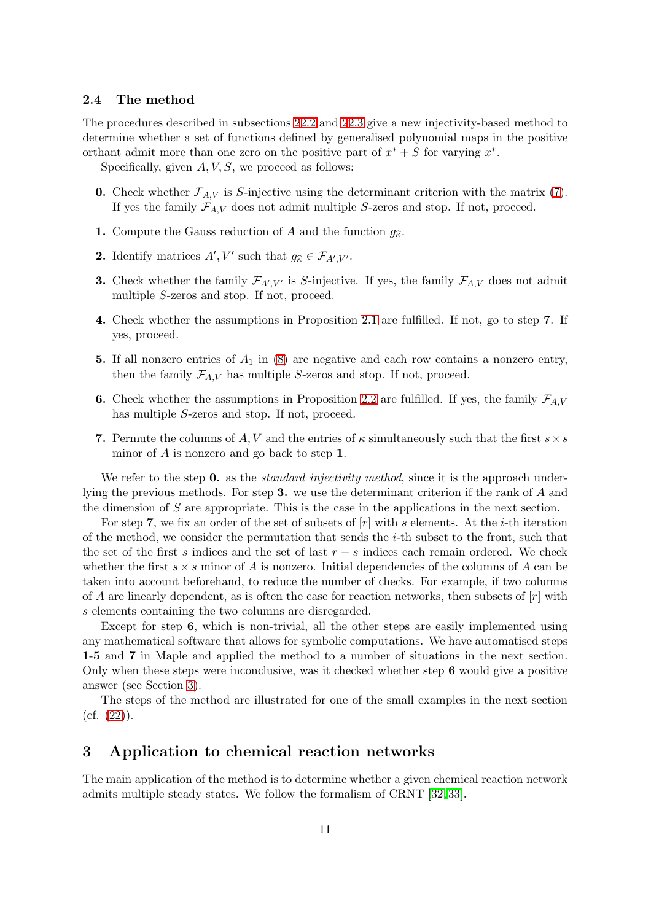### 2.4 The method

The procedures described in subsections 2.2 and 2.3 give a new injectivity-based method to determine whether a set of functions defined by generalised polynomial maps in the positive orthant admit more than one zero on the positive part of $x^* + S$ for varying $x^*$.

Specifically, given $A, V, S$, we proceed as follows:

**0.** Check whether $\mathcal{F}_{A,V}$ is $S$-injective using the determinant criterion with the matrix (7). If yes the family $\mathcal{F}_{A,V}$ does not admit multiple $S$-zeros and stop. If not, proceed.

**1.** Compute the Gauss reduction of $A$ and the function $g_{\widehat{\kappa}}$.

**2.** Identify matrices $A', V'$ such that $g_{\widehat{\kappa}} \in \mathcal{F}_{A',V'}$.

**3.** Check whether the family $\mathcal{F}_{A',V'}$ is $S$-injective. If yes, the family $\mathcal{F}_{A,V}$ does not admit multiple $S$-zeros and stop. If not, proceed.

**4.** Check whether the assumptions in Proposition 2.1 are fulfilled. If not, go to step **7**. If yes, proceed.

**5.** If all nonzero entries of $A_1$ in (8) are negative and each row contains a nonzero entry, then the family $\mathcal{F}_{A,V}$ has multiple $S$-zeros and stop. If not, proceed.

**6.** Check whether the assumptions in Proposition 2.2 are fulfilled. If yes, the family $\mathcal{F}_{A,V}$ has multiple $S$-zeros and stop. If not, proceed.

**7.** Permute the columns of $A, V$ and the entries of $\kappa$ simultaneously such that the first $s \times s$ minor of $A$ is nonzero and go back to step **1**.

We refer to the step **0.** as the *standard injectivity method*, since it is the approach underlying the previous methods. For step **3.** we use the determinant criterion if the rank of $A$ and the dimension of $S$ are appropriate. This is the case in the applications in the next section.

For step **7**, we fix an order of the set of subsets of $[r]$ with $s$ elements. At the $i$-th iteration of the method, we consider the permutation that sends the $i$-th subset to the front, such that the set of the first $s$ indices and the set of last $r - s$ indices each remain ordered. We check whether the first $s \times s$ minor of $A$ is nonzero. Initial dependencies of the columns of $A$ can be taken into account beforehand, to reduce the number of checks. For example, if two columns of $A$ are linearly dependent, as is often the case for reaction networks, then subsets of $[r]$ with $s$ elements containing the two columns are disregarded.

Except for step **6**, which is non-trivial, all the other steps are easily implemented using any mathematical software that allows for symbolic computations. We have automatised steps **1**-**5** and **7** in Maple and applied the method to a number of situations in the next section. Only when these steps were inconclusive, was it checked whether step **6** would give a positive answer (see Section 3).

The steps of the method are illustrated for one of the small examples in the next section (cf. (22)).

## 3 Application to chemical reaction networks

The main application of the method is to determine whether a given chemical reaction network admits multiple steady states. We follow the formalism of CRNT [32, 33].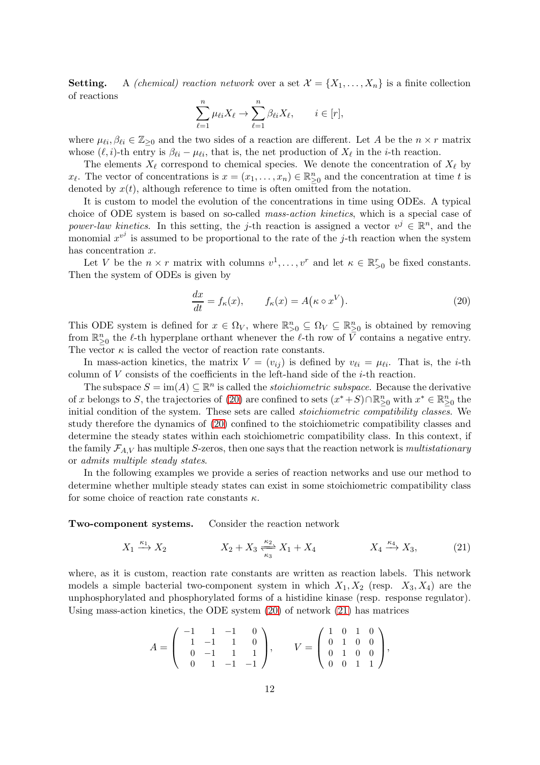**Setting.** A *(chemical) reaction network* over a set $\mathcal{X} = \{X_1, \dots, X_n\}$ is a finite collection of reactions

$$\sum_{\ell=1}^{n} \mu_{\ell i} X_\ell \to \sum_{\ell=1}^{n} \beta_{\ell i} X_\ell, \qquad i \in [r],$$

where $\mu_{\ell i}, \beta_{\ell i} \in \mathbb{Z}_{\geq 0}$ and the two sides of a reaction are different. Let $A$ be the $n \times r$ matrix whose $(\ell, i)$-th entry is $\beta_{\ell i} - \mu_{\ell i}$, that is, the net production of $X_\ell$ in the $i$-th reaction.

The elements $X_\ell$ correspond to chemical species. We denote the concentration of $X_\ell$ by $x_\ell$. The vector of concentrations is $x = (x_1, \dots, x_n) \in \mathbb{R}^n_{\geq 0}$ and the concentration at time $t$ is denoted by $x(t)$, although reference to time is often omitted from the notation.

It is custom to model the evolution of the concentrations in time using ODEs. A typical choice of ODE system is based on so-called *mass-action kinetics*, which is a special case of *power-law kinetics*. In this setting, the $j$-th reaction is assigned a vector $v^j \in \mathbb{R}^n$, and the monomial $x^{v^j}$ is assumed to be proportional to the rate of the $j$-th reaction when the system has concentration $x$.

Let $V$ be the $n \times r$ matrix with columns $v^1, \dots, v^r$ and let $\kappa \in \mathbb{R}^r_{>0}$ be fixed constants. Then the system of ODEs is given by

$$\frac{dx}{dt} = f_\kappa(x), \qquad f_\kappa(x) = A\big(\kappa \circ x^V\big). \tag{20}$$

This ODE system is defined for $x \in \Omega_V$, where $\mathbb{R}^n_{>0} \subseteq \Omega_V \subseteq \mathbb{R}^n_{\geq 0}$ is obtained by removing from $\mathbb{R}^n_{\geq 0}$ the $\ell$-th hyperplane orthant whenever the $\ell$-th row of $V$ contains a negative entry. The vector $\kappa$ is called the vector of reaction rate constants.

In mass-action kinetics, the matrix $V = (v_{ij})$ is defined by $v_{\ell i} = \mu_{\ell i}$. That is, the $i$-th column of $V$ consists of the coefficients in the left-hand side of the $i$-th reaction.

The subspace $S = \operatorname{im}(A) \subseteq \mathbb{R}^n$ is called the *stoichiometric subspace*. Because the derivative of $x$ belongs to $S$, the trajectories of (20) are confined to sets $(x^* + S) \cap \mathbb{R}^n_{\geq 0}$ with $x^* \in \mathbb{R}^n_{\geq 0}$ the initial condition of the system. These sets are called *stoichiometric compatibility classes*. We study therefore the dynamics of (20) confined to the stoichiometric compatibility classes and determine the steady states within each stoichiometric compatibility class. In this context, if the family $\mathcal{F}_{A,V}$ has multiple $S$-zeros, then one says that the reaction network is *multistationary* or *admits multiple steady states*.

In the following examples we provide a series of reaction networks and use our method to determine whether multiple steady states can exist in some stoichiometric compatibility class for some choice of reaction rate constants $\kappa$.

**Two-component systems.** Consider the reaction network

$$X_1 \xrightarrow{\kappa_1} X_2 \qquad\qquad X_2 + X_3 \underset{\kappa_3}{\overset{\kappa_2}{\rightleftarrows}} X_1 + X_4 \qquad\qquad X_4 \xrightarrow{\kappa_4} X_3, \tag{21}$$

where, as it is custom, reaction rate constants are written as reaction labels. This network models a simple bacterial two-component system in which $X_1, X_2$ (resp. $X_3, X_4$) are the unphosphorylated and phosphorylated forms of a histidine kinase (resp. response regulator). Using mass-action kinetics, the ODE system (20) of network (21) has matrices

$$A = \begin{pmatrix} -1 & 1 & -1 & 0 \\ 1 & -1 & 1 & 0 \\ 0 & -1 & 1 & 1 \\ 0 & 1 & -1 & -1 \end{pmatrix}, \qquad V = \begin{pmatrix} 1 & 0 & 1 & 0 \\ 0 & 1 & 0 & 0 \\ 0 & 1 & 0 & 0 \\ 0 & 0 & 1 & 1 \end{pmatrix},$$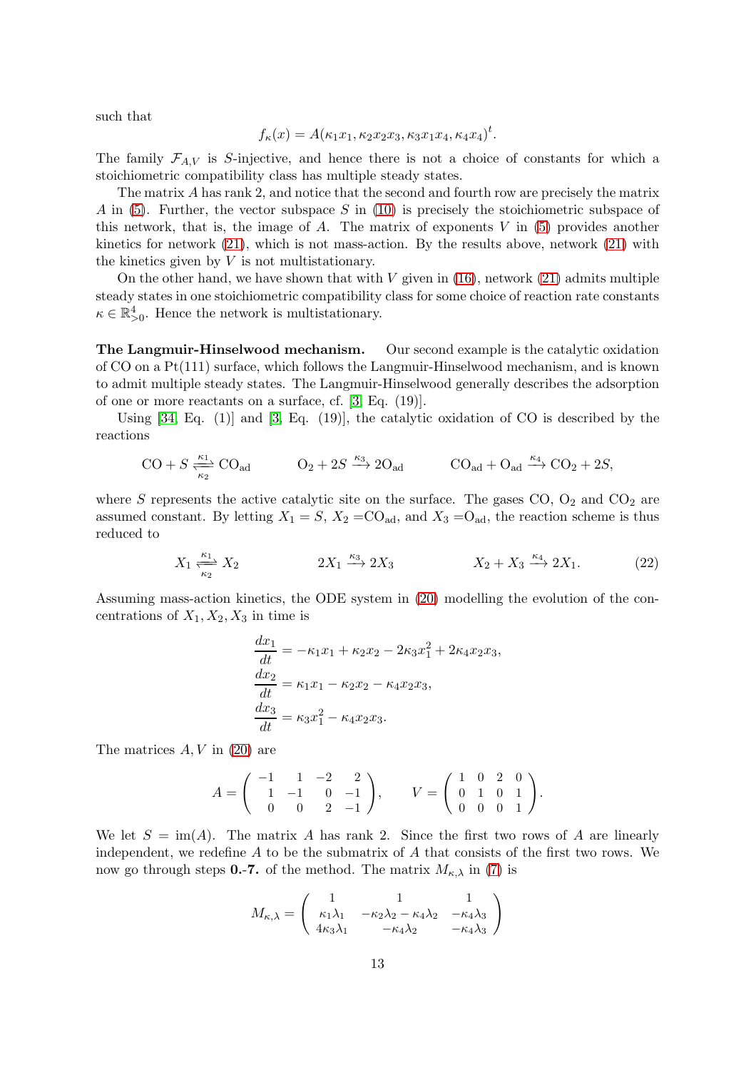such that

$$f_\kappa(x) = A(\kappa_1 x_1, \kappa_2 x_2 x_3, \kappa_3 x_1 x_4, \kappa_4 x_4)^t.$$

The family $\mathcal{F}_{A,V}$ is $S$-injective, and hence there is not a choice of constants for which a stoichiometric compatibility class has multiple steady states.

The matrix $A$ has rank 2, and notice that the second and fourth row are precisely the matrix $A$ in (5). Further, the vector subspace $S$ in (10) is precisely the stoichiometric subspace of this network, that is, the image of $A$. The matrix of exponents $V$ in (5) provides another kinetics for network (21), which is not mass-action. By the results above, network (21) with the kinetics given by $V$ is not multistationary.

On the other hand, we have shown that with $V$ given in (16), network (21) admits multiple steady states in one stoichiometric compatibility class for some choice of reaction rate constants $\kappa \in \mathbb{R}^4_{>0}$. Hence the network is multistationary.

**The Langmuir-Hinselwood mechanism.** Our second example is the catalytic oxidation of CO on a Pt(111) surface, which follows the Langmuir-Hinselwood mechanism, and is known to admit multiple steady states. The Langmuir-Hinselwood generally describes the adsorption of one or more reactants on a surface, cf. [3, Eq. (19)].

Using [34, Eq. (1)] and [3, Eq. (19)], the catalytic oxidation of CO is described by the reactions

$$\mathrm{CO} + S \underset{\kappa_2}{\overset{\kappa_1}{\rightleftharpoons}} \mathrm{CO_{ad}} \qquad \mathrm{O_2} + 2S \xrightarrow{\kappa_3} 2\mathrm{O_{ad}} \qquad \mathrm{CO_{ad}} + \mathrm{O_{ad}} \xrightarrow{\kappa_4} \mathrm{CO_2} + 2S,$$

where $S$ represents the active catalytic site on the surface. The gases CO, $O_2$ and $CO_2$ are assumed constant. By letting $X_1 = S$, $X_2 = \mathrm{CO_{ad}}$, and $X_3 = \mathrm{O_{ad}}$, the reaction scheme is thus reduced to

$$X_1 \underset{\kappa_2}{\overset{\kappa_1}{\rightleftharpoons}} X_2 \qquad 2X_1 \xrightarrow{\kappa_3} 2X_3 \qquad X_2 + X_3 \xrightarrow{\kappa_4} 2X_1. \tag{22}$$

Assuming mass-action kinetics, the ODE system in (20) modelling the evolution of the concentrations of $X_1, X_2, X_3$ in time is

$$\begin{aligned}
\frac{dx_1}{dt} &= -\kappa_1 x_1 + \kappa_2 x_2 - 2\kappa_3 x_1^2 + 2\kappa_4 x_2 x_3, \\
\frac{dx_2}{dt} &= \kappa_1 x_1 - \kappa_2 x_2 - \kappa_4 x_2 x_3, \\
\frac{dx_3}{dt} &= \kappa_3 x_1^2 - \kappa_4 x_2 x_3.
\end{aligned}$$

The matrices $A, V$ in (20) are

$$A = \begin{pmatrix} -1 & 1 & -2 & 2 \\ 1 & -1 & 0 & -1 \\ 0 & 0 & 2 & -1 \end{pmatrix}, \qquad V = \begin{pmatrix} 1 & 0 & 2 & 0 \\ 0 & 1 & 0 & 1 \\ 0 & 0 & 0 & 1 \end{pmatrix}.$$

We let $S = \mathrm{im}(A)$. The matrix $A$ has rank 2. Since the first two rows of $A$ are linearly independent, we redefine $A$ to be the submatrix of $A$ that consists of the first two rows. We now go through steps **0.-7.** of the method. The matrix $M_{\kappa,\lambda}$ in (7) is

$$M_{\kappa,\lambda} = \begin{pmatrix} 1 & 1 & 1 \\ \kappa_1\lambda_1 & -\kappa_2\lambda_2 - \kappa_4\lambda_2 & -\kappa_4\lambda_3 \\ 4\kappa_3\lambda_1 & -\kappa_4\lambda_2 & -\kappa_4\lambda_3 \end{pmatrix}$$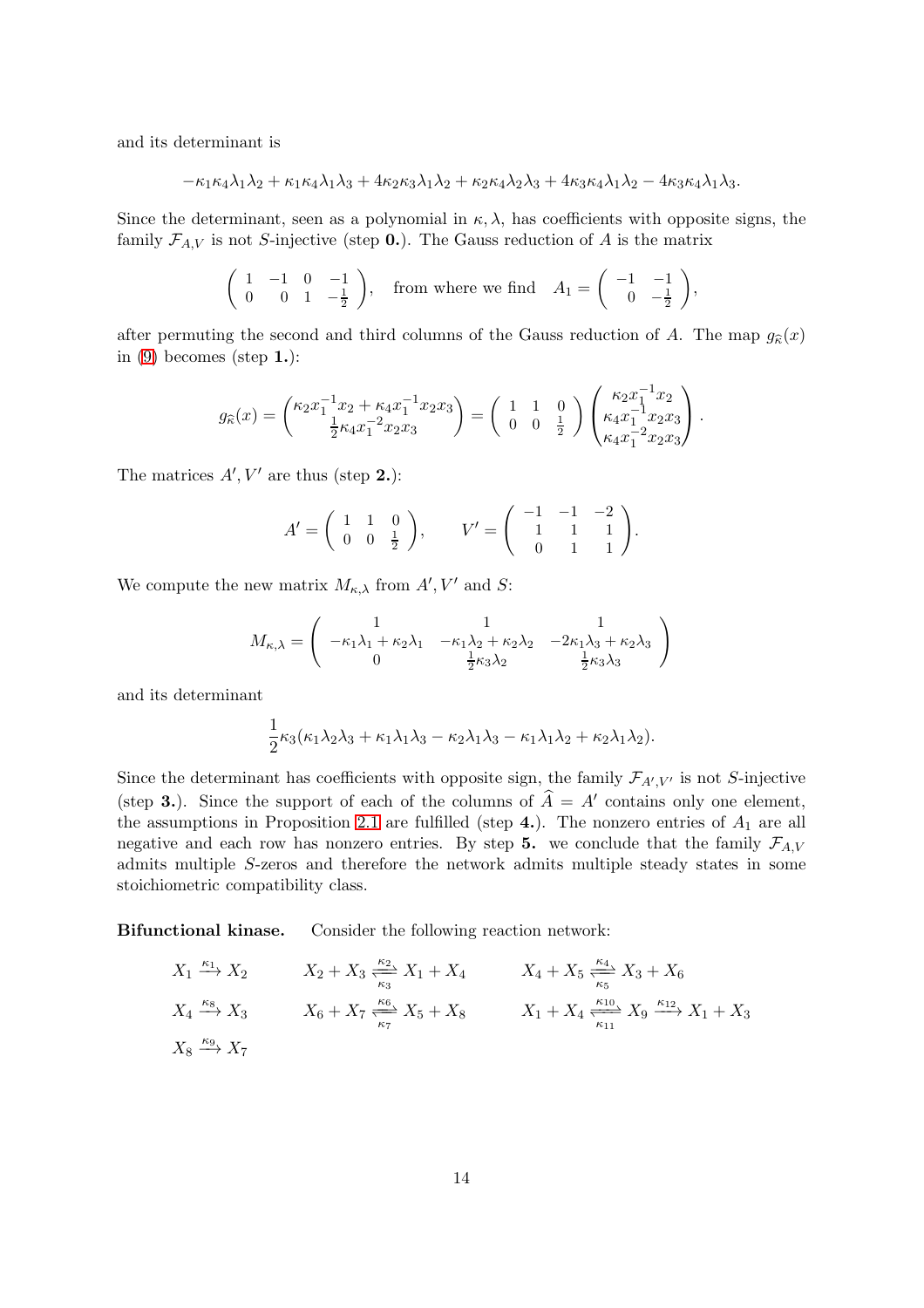and its determinant is

$$-\kappa_1\kappa_4\lambda_1\lambda_2 + \kappa_1\kappa_4\lambda_1\lambda_3 + 4\kappa_2\kappa_3\lambda_1\lambda_2 + \kappa_2\kappa_4\lambda_2\lambda_3 + 4\kappa_3\kappa_4\lambda_1\lambda_2 - 4\kappa_3\kappa_4\lambda_1\lambda_3.$$

Since the determinant, seen as a polynomial in $\kappa, \lambda$, has coefficients with opposite signs, the family $\mathcal{F}_{A,V}$ is not $S$-injective (step **0.**). The Gauss reduction of $A$ is the matrix

$$\left(\begin{array}{cccc} 1 & -1 & 0 & -1 \\ 0 & 0 & 1 & -\frac{1}{2} \end{array}\right), \quad \text{from where we find} \quad A_1 = \left(\begin{array}{cc} -1 & -1 \\ 0 & -\frac{1}{2} \end{array}\right),$$

after permuting the second and third columns of the Gauss reduction of $A$. The map $g_{\widehat{\kappa}}(x)$ in (9) becomes (step **1.**):

$$g_{\widehat{\kappa}}(x) = \begin{pmatrix} \kappa_2 x_1^{-1}x_2 + \kappa_4 x_1^{-1}x_2x_3 \\ \frac{1}{2}\kappa_4 x_1^{-2}x_2x_3 \end{pmatrix} = \left(\begin{array}{ccc} 1 & 1 & 0 \\ 0 & 0 & \frac{1}{2} \end{array}\right) \begin{pmatrix} \kappa_2 x_1^{-1}x_2 \\ \kappa_4 x_1^{-1}x_2x_3 \\ \kappa_4 x_1^{-2}x_2x_3 \end{pmatrix}.$$

The matrices $A', V'$ are thus (step **2.**):

$$A' = \left(\begin{array}{ccc} 1 & 1 & 0 \\ 0 & 0 & \frac{1}{2} \end{array}\right), \qquad V' = \left(\begin{array}{ccc} -1 & -1 & -2 \\ 1 & 1 & 1 \\ 0 & 1 & 1 \end{array}\right).$$

We compute the new matrix $M_{\kappa,\lambda}$ from $A', V'$ and $S$:

$$M_{\kappa,\lambda} = \left(\begin{array}{ccc} 1 & 1 & 1 \\ -\kappa_1\lambda_1 + \kappa_2\lambda_1 & -\kappa_1\lambda_2 + \kappa_2\lambda_2 & -2\kappa_1\lambda_3 + \kappa_2\lambda_3 \\ 0 & \frac{1}{2}\kappa_3\lambda_2 & \frac{1}{2}\kappa_3\lambda_3 \end{array}\right)$$

and its determinant

$$\frac{1}{2}\kappa_3(\kappa_1\lambda_2\lambda_3 + \kappa_1\lambda_1\lambda_3 - \kappa_2\lambda_1\lambda_3 - \kappa_1\lambda_1\lambda_2 + \kappa_2\lambda_1\lambda_2).$$

Since the determinant has coefficients with opposite sign, the family $\mathcal{F}_{A',V'}$ is not $S$-injective (step **3.**). Since the support of each of the columns of $\widehat{A} = A'$ contains only one element, the assumptions in Proposition 2.1 are fulfilled (step **4.**). The nonzero entries of $A_1$ are all negative and each row has nonzero entries. By step **5.** we conclude that the family $\mathcal{F}_{A,V}$ admits multiple $S$-zeros and therefore the network admits multiple steady states in some stoichiometric compatibility class.

**Bifunctional kinase.** Consider the following reaction network:

$$X_1 \xrightarrow{\kappa_1} X_2 \qquad X_2 + X_3 \underset{\kappa_3}{\overset{\kappa_2}{\rightleftharpoons}} X_1 + X_4 \qquad X_4 + X_5 \underset{\kappa_5}{\overset{\kappa_4}{\rightleftharpoons}} X_3 + X_6$$

$$X_4 \xrightarrow{\kappa_8} X_3 \qquad X_6 + X_7 \underset{\kappa_7}{\overset{\kappa_6}{\rightleftharpoons}} X_5 + X_8 \qquad X_1 + X_4 \underset{\kappa_{11}}{\overset{\kappa_{10}}{\rightleftharpoons}} X_9 \xrightarrow{\kappa_{12}} X_1 + X_3$$

$$X_8 \xrightarrow{\kappa_9} X_7$$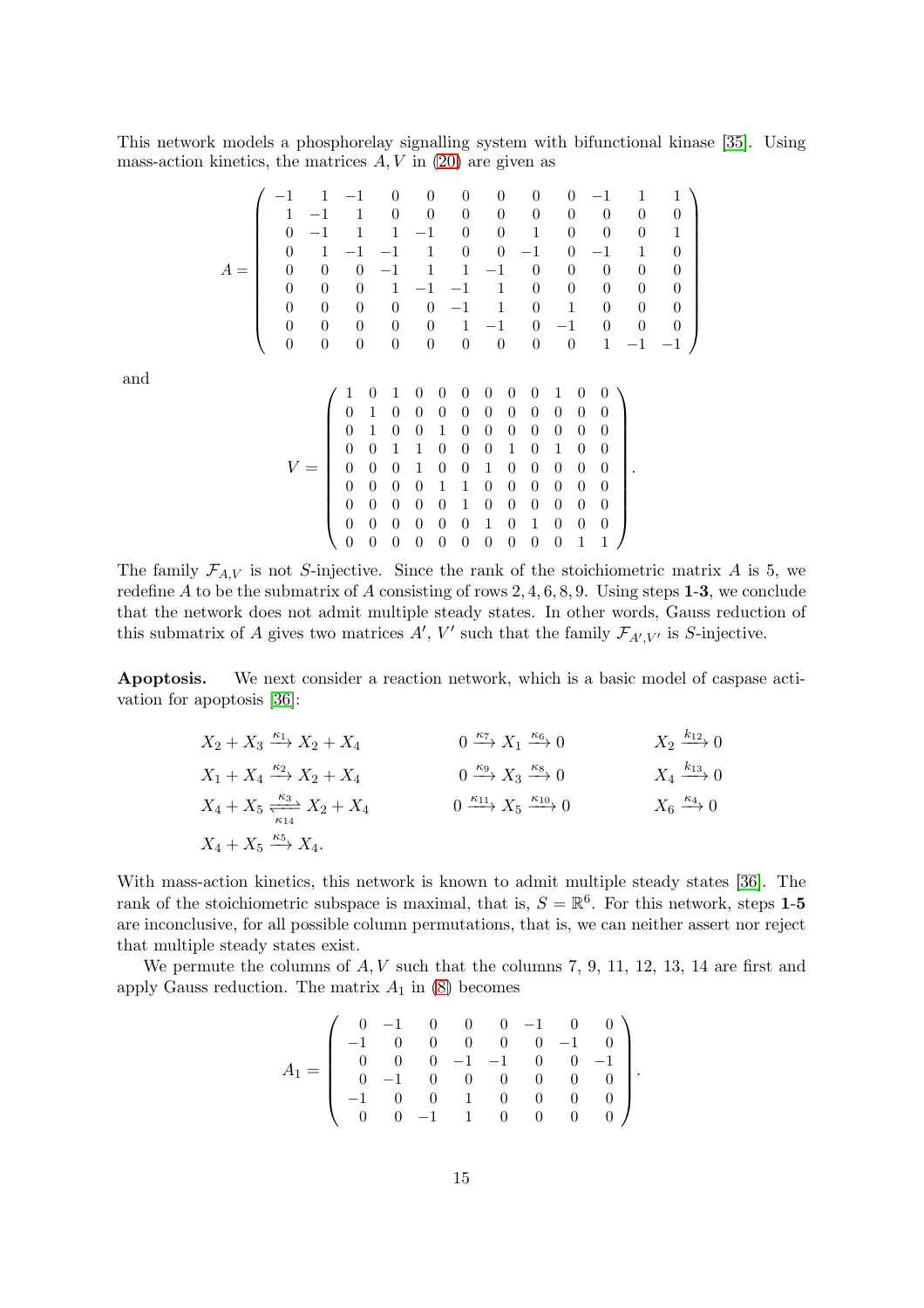This network models a phosphorelay signalling system with bifunctional kinase [35]. Using mass-action kinetics, the matrices $A, V$ in (20) are given as

$$A = \begin{pmatrix} -1 & 1 & -1 & 0 & 0 & 0 & 0 & 0 & 0 & -1 & 1 & 1 \\ 1 & -1 & 1 & 0 & 0 & 0 & 0 & 0 & 0 & 0 & 0 & 0 \\ 0 & -1 & 1 & 1 & -1 & 0 & 0 & 1 & 0 & 0 & 0 & 1 \\ 0 & 1 & -1 & -1 & 1 & 0 & 0 & -1 & 0 & -1 & 1 & 0 \\ 0 & 0 & 0 & -1 & 1 & 1 & -1 & 0 & 0 & 0 & 0 & 0 \\ 0 & 0 & 0 & 1 & -1 & -1 & 1 & 0 & 0 & 0 & 0 & 0 \\ 0 & 0 & 0 & 0 & 0 & -1 & 1 & 0 & 1 & 0 & 0 & 0 \\ 0 & 0 & 0 & 0 & 0 & 1 & -1 & 0 & -1 & 0 & 0 & 0 \\ 0 & 0 & 0 & 0 & 0 & 0 & 0 & 0 & 0 & 1 & -1 & -1 \end{pmatrix}$$

and

$$V = \begin{pmatrix} 1 & 0 & 1 & 0 & 0 & 0 & 0 & 0 & 0 & 1 & 0 & 0 \\ 0 & 1 & 0 & 0 & 0 & 0 & 0 & 0 & 0 & 0 & 0 & 0 \\ 0 & 1 & 0 & 0 & 1 & 0 & 0 & 0 & 0 & 0 & 0 & 0 \\ 0 & 0 & 1 & 1 & 0 & 0 & 0 & 1 & 0 & 1 & 0 & 0 \\ 0 & 0 & 0 & 1 & 0 & 0 & 1 & 0 & 0 & 0 & 0 & 0 \\ 0 & 0 & 0 & 0 & 1 & 1 & 0 & 0 & 0 & 0 & 0 & 0 \\ 0 & 0 & 0 & 0 & 0 & 1 & 0 & 0 & 0 & 0 & 0 & 0 \\ 0 & 0 & 0 & 0 & 0 & 0 & 1 & 0 & 1 & 0 & 0 & 0 \\ 0 & 0 & 0 & 0 & 0 & 0 & 0 & 0 & 0 & 0 & 1 & 1 \end{pmatrix}.$$

The family $\mathcal{F}_{A,V}$ is not $S$-injective. Since the rank of the stoichiometric matrix $A$ is 5, we redefine $A$ to be the submatrix of $A$ consisting of rows $2, 4, 6, 8, 9$. Using steps **1-3**, we conclude that the network does not admit multiple steady states. In other words, Gauss reduction of this submatrix of $A$ gives two matrices $A'$, $V'$ such that the family $\mathcal{F}_{A',V'}$ is $S$-injective.

**Apoptosis.** We next consider a reaction network, which is a basic model of caspase activation for apoptosis [36]:

$$\begin{array}{lll} X_2 + X_3 \xrightarrow{\kappa_1} X_2 + X_4 & 0 \xrightarrow{\kappa_7} X_1 \xrightarrow{\kappa_6} 0 & X_2 \xrightarrow{k_{12}} 0 \\ X_1 + X_4 \xrightarrow{\kappa_2} X_2 + X_4 & 0 \xrightarrow{\kappa_9} X_3 \xrightarrow{\kappa_8} 0 & X_4 \xrightarrow{k_{13}} 0 \\ X_4 + X_5 \underset{\kappa_{14}}{\overset{\kappa_3}{\rightleftharpoons}} X_2 + X_4 & 0 \xrightarrow{\kappa_{11}} X_5 \xrightarrow{\kappa_{10}} 0 & X_6 \xrightarrow{\kappa_4} 0 \\ X_4 + X_5 \xrightarrow{\kappa_5} X_4. & & \end{array}$$

With mass-action kinetics, this network is known to admit multiple steady states [36]. The rank of the stoichiometric subspace is maximal, that is, $S = \mathbb{R}^6$. For this network, steps **1**-**5** are inconclusive, for all possible column permutations, that is, we can neither assert nor reject that multiple steady states exist.

We permute the columns of $A, V$ such that the columns 7, 9, 11, 12, 13, 14 are first and apply Gauss reduction. The matrix $A_1$ in (8) becomes

$$A_1 = \begin{pmatrix} 0 & -1 & 0 & 0 & 0 & -1 & 0 & 0 \\ -1 & 0 & 0 & 0 & 0 & 0 & -1 & 0 \\ 0 & 0 & 0 & -1 & -1 & 0 & 0 & -1 \\ 0 & -1 & 0 & 0 & 0 & 0 & 0 & 0 \\ -1 & 0 & 0 & 1 & 0 & 0 & 0 & 0 \\ 0 & 0 & -1 & 1 & 0 & 0 & 0 & 0 \end{pmatrix}.$$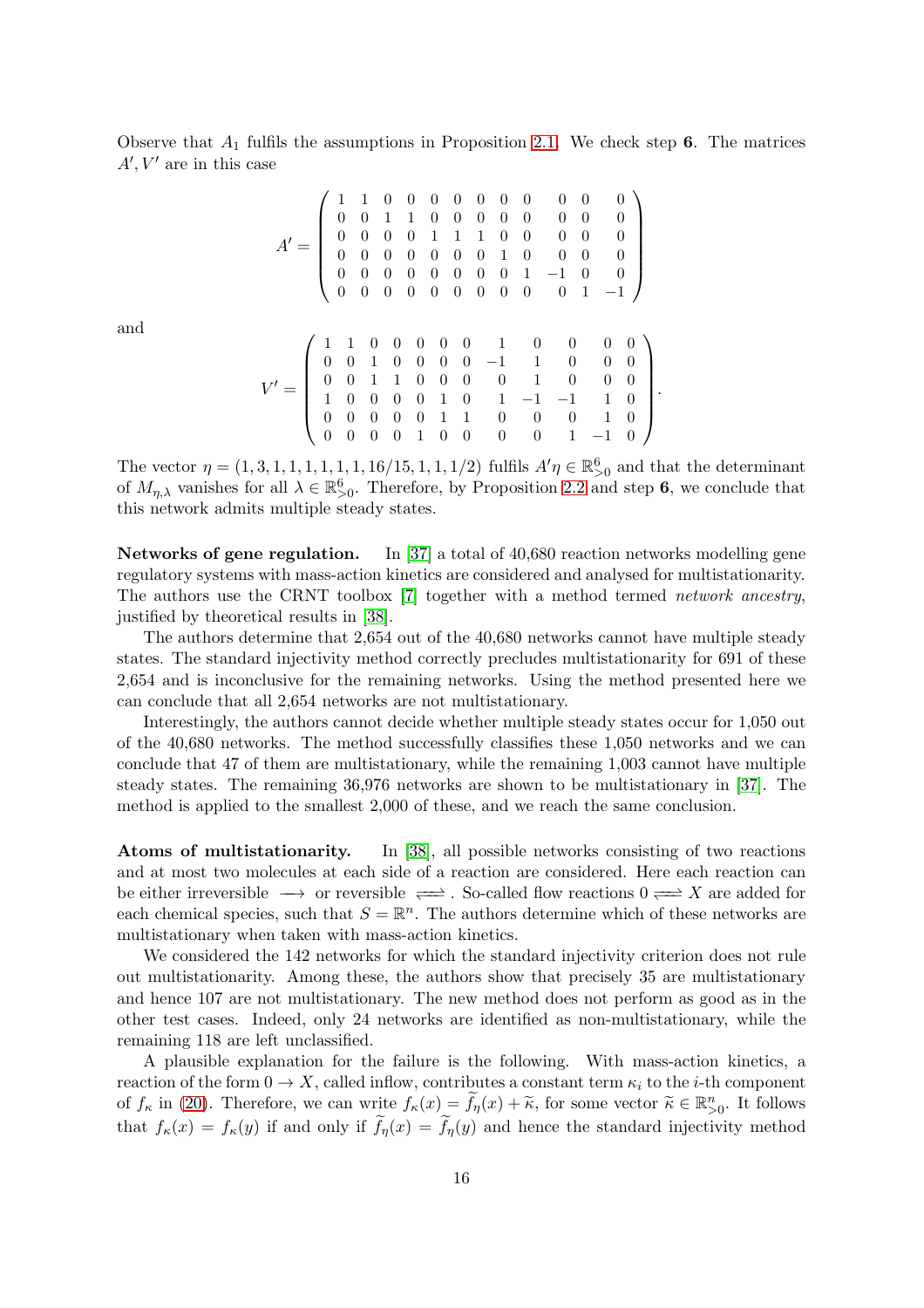Observe that $A_1$ fulfils the assumptions in Proposition 2.1. We check step **6**. The matrices $A', V'$ are in this case

$$A' = \begin{pmatrix} 1 & 1 & 0 & 0 & 0 & 0 & 0 & 0 & 0 & 0 & 0 & 0 \\ 0 & 0 & 1 & 1 & 0 & 0 & 0 & 0 & 0 & 0 & 0 & 0 \\ 0 & 0 & 0 & 0 & 1 & 1 & 1 & 0 & 0 & 0 & 0 & 0 \\ 0 & 0 & 0 & 0 & 0 & 0 & 0 & 1 & 0 & 0 & 0 & 0 \\ 0 & 0 & 0 & 0 & 0 & 0 & 0 & 0 & 1 & -1 & 0 & 0 \\ 0 & 0 & 0 & 0 & 0 & 0 & 0 & 0 & 0 & 0 & 1 & -1 \end{pmatrix}$$

and

$$V' = \begin{pmatrix} 1 & 1 & 0 & 0 & 0 & 0 & 0 & 1 & 0 & 0 & 0 & 0 \\ 0 & 0 & 1 & 0 & 0 & 0 & 0 & -1 & 1 & 0 & 0 & 0 \\ 0 & 0 & 1 & 1 & 0 & 0 & 0 & 0 & 1 & 0 & 0 & 0 \\ 1 & 0 & 0 & 0 & 0 & 1 & 0 & 1 & -1 & -1 & 1 & 0 \\ 0 & 0 & 0 & 0 & 0 & 1 & 1 & 0 & 0 & 0 & 1 & 0 \\ 0 & 0 & 0 & 0 & 1 & 0 & 0 & 0 & 0 & 1 & -1 & 0 \end{pmatrix}.$$

The vector $\eta = (1, 3, 1, 1, 1, 1, 1, 1, 16/15, 1, 1, 1/2)$ fulfils $A'\eta \in \mathbb{R}^6_{>0}$ and that the determinant of $M_{\eta,\lambda}$ vanishes for all $\lambda \in \mathbb{R}^6_{>0}$. Therefore, by Proposition 2.2 and step **6**, we conclude that this network admits multiple steady states.

**Networks of gene regulation.** In [37] a total of 40,680 reaction networks modelling gene regulatory systems with mass-action kinetics are considered and analysed for multistationarity. The authors use the CRNT toolbox [7] together with a method termed *network ancestry*, justified by theoretical results in [38].

The authors determine that 2,654 out of the 40,680 networks cannot have multiple steady states. The standard injectivity method correctly precludes multistationarity for 691 of these 2,654 and is inconclusive for the remaining networks. Using the method presented here we can conclude that all 2,654 networks are not multistationary.

Interestingly, the authors cannot decide whether multiple steady states occur for 1,050 out of the 40,680 networks. The method successfully classifies these 1,050 networks and we can conclude that 47 of them are multistationary, while the remaining 1,003 cannot have multiple steady states. The remaining 36,976 networks are shown to be multistationary in [37]. The method is applied to the smallest 2,000 of these, and we reach the same conclusion.

**Atoms of multistationarity.** In [38], all possible networks consisting of two reactions and at most two molecules at each side of a reaction are considered. Here each reaction can be either irreversible $\longrightarrow$ or reversible $\rightleftharpoons$. So-called flow reactions $0 \rightleftharpoons X$ are added for each chemical species, such that $S = \mathbb{R}^n$. The authors determine which of these networks are multistationary when taken with mass-action kinetics.

We considered the 142 networks for which the standard injectivity criterion does not rule out multistationarity. Among these, the authors show that precisely 35 are multistationary and hence 107 are not multistationary. The new method does not perform as good as in the other test cases. Indeed, only 24 networks are identified as non-multistationary, while the remaining 118 are left unclassified.

A plausible explanation for the failure is the following. With mass-action kinetics, a reaction of the form $0 \to X$, called inflow, contributes a constant term $\kappa_i$ to the $i$-th component of $f_\kappa$ in (20). Therefore, we can write $f_\kappa(x) = \widetilde{f}_\eta(x) + \widetilde{\kappa}$, for some vector $\widetilde{\kappa} \in \mathbb{R}^n_{>0}$. It follows that $f_\kappa(x) = f_\kappa(y)$ if and only if $\widetilde{f}_\eta(x) = \widetilde{f}_\eta(y)$ and hence the standard injectivity method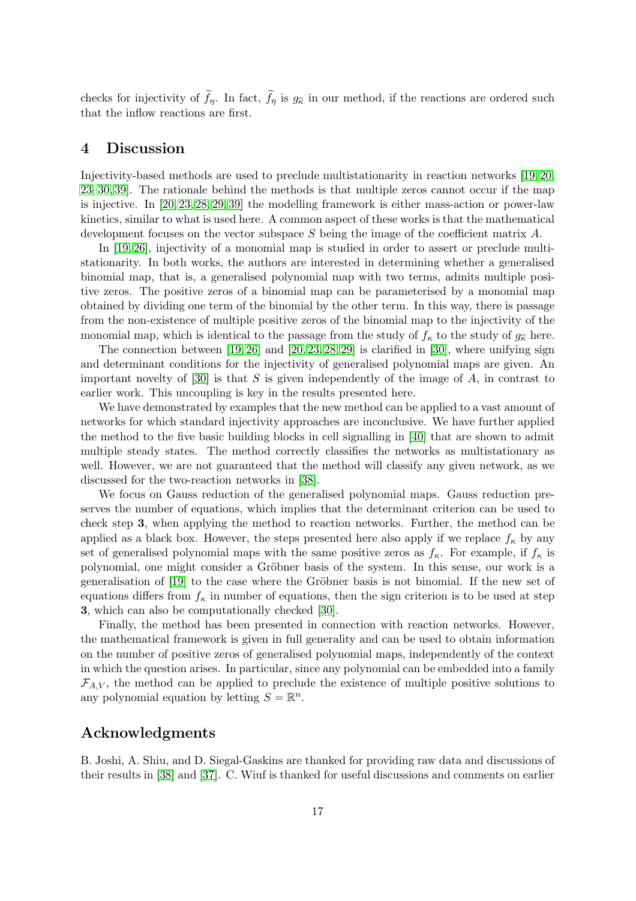checks for injectivity of $\widetilde{f}_\eta$. In fact, $\widetilde{f}_\eta$ is $g_{\widehat{\kappa}}$ in our method, if the reactions are ordered such that the inflow reactions are first.

## 4 Discussion

Injectivity-based methods are used to preclude multistationarity in reaction networks [19,20,23–30,39]. The rationale behind the methods is that multiple zeros cannot occur if the map is injective. In [20,23,28,29,39] the modelling framework is either mass-action or power-law kinetics, similar to what is used here. A common aspect of these works is that the mathematical development focuses on the vector subspace $S$ being the image of the coefficient matrix $A$.

In [19,26], injectivity of a monomial map is studied in order to assert or preclude multistationarity. In both works, the authors are interested in determining whether a generalised binomial map, that is, a generalised polynomial map with two terms, admits multiple positive zeros. The positive zeros of a binomial map can be parameterised by a monomial map obtained by dividing one term of the binomial by the other term. In this way, there is passage from the non-existence of multiple positive zeros of the binomial map to the injectivity of the monomial map, which is identical to the passage from the study of $f_\kappa$ to the study of $g_{\widehat{\kappa}}$ here.

The connection between [19,26] and [20,23,28,29] is clarified in [30], where unifying sign and determinant conditions for the injectivity of generalised polynomial maps are given. An important novelty of [30] is that $S$ is given independently of the image of $A$, in contrast to earlier work. This uncoupling is key in the results presented here.

We have demonstrated by examples that the new method can be applied to a vast amount of networks for which standard injectivity approaches are inconclusive. We have further applied the method to the five basic building blocks in cell signalling in [40] that are shown to admit multiple steady states. The method correctly classifies the networks as multistationary as well. However, we are not guaranteed that the method will classify any given network, as we discussed for the two-reaction networks in [38].

We focus on Gauss reduction of the generalised polynomial maps. Gauss reduction preserves the number of equations, which implies that the determinant criterion can be used to check step **3**, when applying the method to reaction networks. Further, the method can be applied as a black box. However, the steps presented here also apply if we replace $f_\kappa$ by any set of generalised polynomial maps with the same positive zeros as $f_\kappa$. For example, if $f_\kappa$ is polynomial, one might consider a Gröbner basis of the system. In this sense, our work is a generalisation of [19] to the case where the Gröbner basis is not binomial. If the new set of equations differs from $f_\kappa$ in number of equations, then the sign criterion is to be used at step **3**, which can also be computationally checked [30].

Finally, the method has been presented in connection with reaction networks. However, the mathematical framework is given in full generality and can be used to obtain information on the number of positive zeros of generalised polynomial maps, independently of the context in which the question arises. In particular, since any polynomial can be embedded into a family $\mathcal{F}_{A,V}$, the method can be applied to preclude the existence of multiple positive solutions to any polynomial equation by letting $S = \mathbb{R}^n$.

## Acknowledgments

B. Joshi, A. Shiu, and D. Siegal-Gaskins are thanked for providing raw data and discussions of their results in [38] and [37]. C. Wiuf is thanked for useful discussions and comments on earlier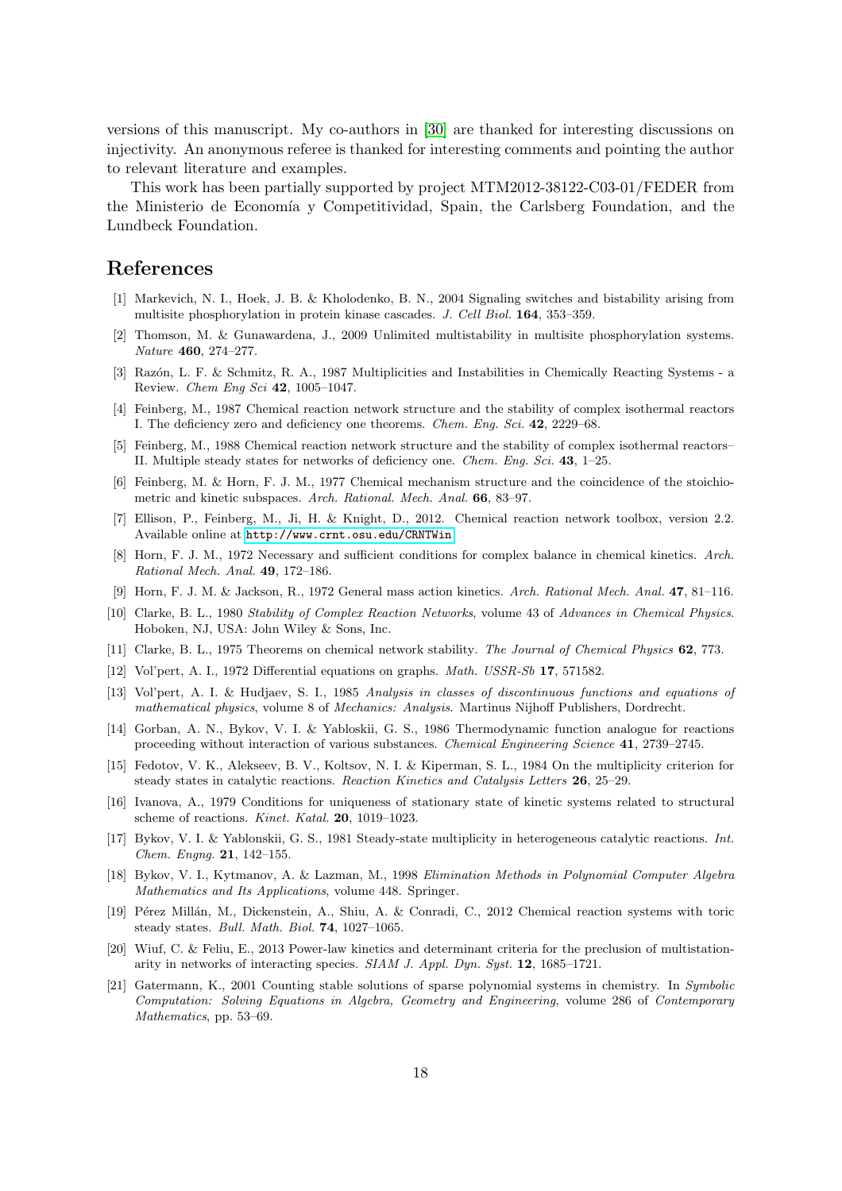versions of this manuscript. My co-authors in [30] are thanked for interesting discussions on injectivity. An anonymous referee is thanked for interesting comments and pointing the author to relevant literature and examples.

This work has been partially supported by project MTM2012-38122-C03-01/FEDER from the Ministerio de Economía y Competitividad, Spain, the Carlsberg Foundation, and the Lundbeck Foundation.

# References

[1] Markevich, N. I., Hoek, J. B. & Kholodenko, B. N., 2004 Signaling switches and bistability arising from multisite phosphorylation in protein kinase cascades. *J. Cell Biol.* **164**, 353–359.

[2] Thomson, M. & Gunawardena, J., 2009 Unlimited multistability in multisite phosphorylation systems. *Nature* **460**, 274–277.

[3] Razón, L. F. & Schmitz, R. A., 1987 Multiplicities and Instabilities in Chemically Reacting Systems - a Review. *Chem Eng Sci* **42**, 1005–1047.

[4] Feinberg, M., 1987 Chemical reaction network structure and the stability of complex isothermal reactors I. The deficiency zero and deficiency one theorems. *Chem. Eng. Sci.* **42**, 2229–68.

[5] Feinberg, M., 1988 Chemical reaction network structure and the stability of complex isothermal reactors–II. Multiple steady states for networks of deficiency one. *Chem. Eng. Sci.* **43**, 1–25.

[6] Feinberg, M. & Horn, F. J. M., 1977 Chemical mechanism structure and the coincidence of the stoichiometric and kinetic subspaces. *Arch. Rational. Mech. Anal.* **66**, 83–97.

[7] Ellison, P., Feinberg, M., Ji, H. & Knight, D., 2012. Chemical reaction network toolbox, version 2.2. Available online at http://www.crnt.osu.edu/CRNTWin.

[8] Horn, F. J. M., 1972 Necessary and sufficient conditions for complex balance in chemical kinetics. *Arch. Rational Mech. Anal.* **49**, 172–186.

[9] Horn, F. J. M. & Jackson, R., 1972 General mass action kinetics. *Arch. Rational Mech. Anal.* **47**, 81–116.

[10] Clarke, B. L., 1980 *Stability of Complex Reaction Networks*, volume 43 of *Advances in Chemical Physics*. Hoboken, NJ, USA: John Wiley & Sons, Inc.

[11] Clarke, B. L., 1975 Theorems on chemical network stability. *The Journal of Chemical Physics* **62**, 773.

[12] Vol'pert, A. I., 1972 Differential equations on graphs. *Math. USSR-Sb* **17**, 571582.

[13] Vol'pert, A. I. & Hudjaev, S. I., 1985 *Analysis in classes of discontinuous functions and equations of mathematical physics*, volume 8 of *Mechanics: Analysis*. Martinus Nijhoff Publishers, Dordrecht.

[14] Gorban, A. N., Bykov, V. I. & Yabloskii, G. S., 1986 Thermodynamic function analogue for reactions proceeding without interaction of various substances. *Chemical Engineering Science* **41**, 2739–2745.

[15] Fedotov, V. K., Alekseev, B. V., Koltsov, N. I. & Kiperman, S. L., 1984 On the multiplicity criterion for steady states in catalytic reactions. *Reaction Kinetics and Catalysis Letters* **26**, 25–29.

[16] Ivanova, A., 1979 Conditions for uniqueness of stationary state of kinetic systems related to structural scheme of reactions. *Kinet. Katal.* **20**, 1019–1023.

[17] Bykov, V. I. & Yablonskii, G. S., 1981 Steady-state multiplicity in heterogeneous catalytic reactions. *Int. Chem. Engng.* **21**, 142–155.

[18] Bykov, V. I., Kytmanov, A. & Lazman, M., 1998 *Elimination Methods in Polynomial Computer Algebra Mathematics and Its Applications*, volume 448. Springer.

[19] Pérez Millán, M., Dickenstein, A., Shiu, A. & Conradi, C., 2012 Chemical reaction systems with toric steady states. *Bull. Math. Biol.* **74**, 1027–1065.

[20] Wiuf, C. & Feliu, E., 2013 Power-law kinetics and determinant criteria for the preclusion of multistationarity in networks of interacting species. *SIAM J. Appl. Dyn. Syst.* **12**, 1685–1721.

[21] Gatermann, K., 2001 Counting stable solutions of sparse polynomial systems in chemistry. In *Symbolic Computation: Solving Equations in Algebra, Geometry and Engineering*, volume 286 of *Contemporary Mathematics*, pp. 53–69.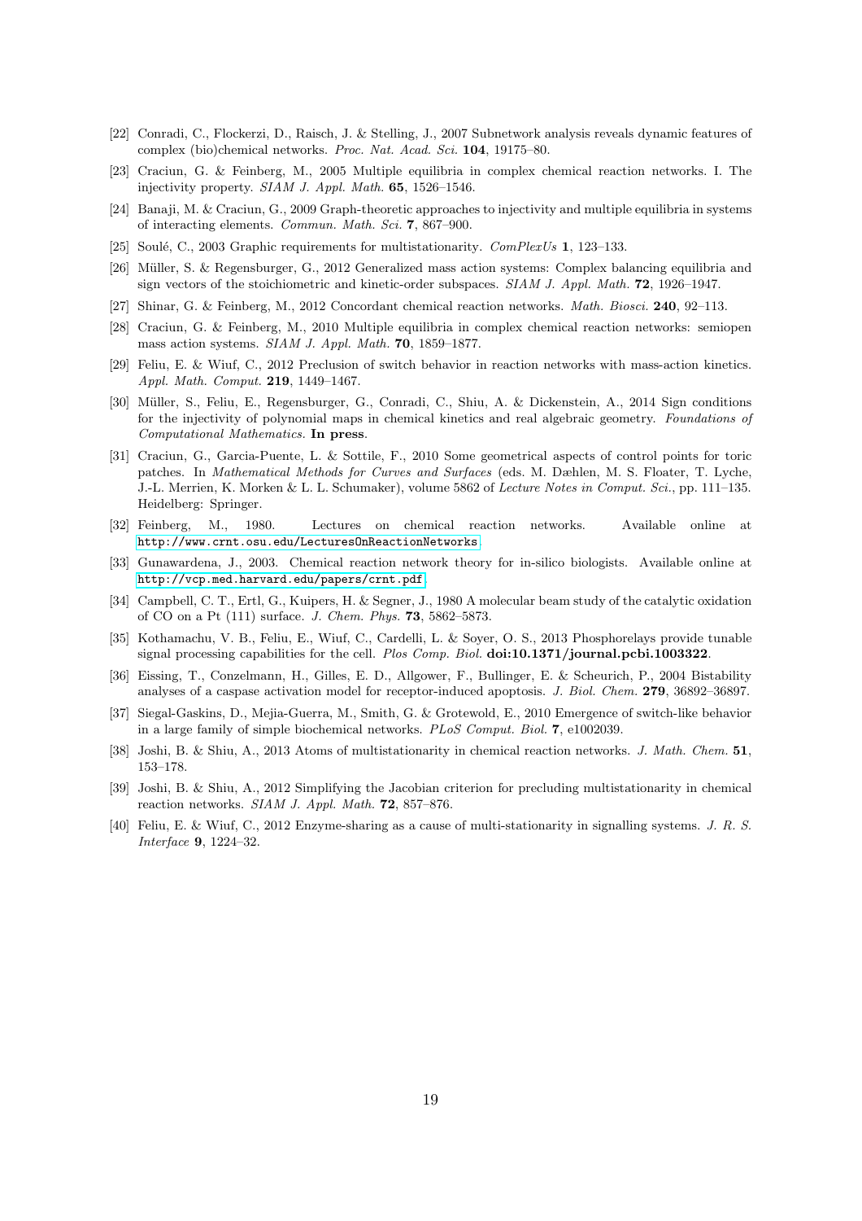[22] Conradi, C., Flockerzi, D., Raisch, J. & Stelling, J., 2007 Subnetwork analysis reveals dynamic features of complex (bio)chemical networks. *Proc. Nat. Acad. Sci.* **104**, 19175–80.

[23] Craciun, G. & Feinberg, M., 2005 Multiple equilibria in complex chemical reaction networks. I. The injectivity property. *SIAM J. Appl. Math.* **65**, 1526–1546.

[24] Banaji, M. & Craciun, G., 2009 Graph-theoretic approaches to injectivity and multiple equilibria in systems of interacting elements. *Commun. Math. Sci.* **7**, 867–900.

[25] Soulé, C., 2003 Graphic requirements for multistationarity. *ComPlexUs* **1**, 123–133.

[26] Müller, S. & Regensburger, G., 2012 Generalized mass action systems: Complex balancing equilibria and sign vectors of the stoichiometric and kinetic-order subspaces. *SIAM J. Appl. Math.* **72**, 1926–1947.

[27] Shinar, G. & Feinberg, M., 2012 Concordant chemical reaction networks. *Math. Biosci.* **240**, 92–113.

[28] Craciun, G. & Feinberg, M., 2010 Multiple equilibria in complex chemical reaction networks: semiopen mass action systems. *SIAM J. Appl. Math.* **70**, 1859–1877.

[29] Feliu, E. & Wiuf, C., 2012 Preclusion of switch behavior in reaction networks with mass-action kinetics. *Appl. Math. Comput.* **219**, 1449–1467.

[30] Müller, S., Feliu, E., Regensburger, G., Conradi, C., Shiu, A. & Dickenstein, A., 2014 Sign conditions for the injectivity of polynomial maps in chemical kinetics and real algebraic geometry. *Foundations of Computational Mathematics.* **In press**.

[31] Craciun, G., Garcia-Puente, L. & Sottile, F., 2010 Some geometrical aspects of control points for toric patches. In *Mathematical Methods for Curves and Surfaces* (eds. M. Dæhlen, M. S. Floater, T. Lyche, J.-L. Merrien, K. Morken & L. L. Schumaker), volume 5862 of *Lecture Notes in Comput. Sci.*, pp. 111–135. Heidelberg: Springer.

[32] Feinberg, M., 1980. Lectures on chemical reaction networks. Available online at http://www.crnt.osu.edu/LecturesOnReactionNetworks.

[33] Gunawardena, J., 2003. Chemical reaction network theory for in-silico biologists. Available online at http://vcp.med.harvard.edu/papers/crnt.pdf.

[34] Campbell, C. T., Ertl, G., Kuipers, H. & Segner, J., 1980 A molecular beam study of the catalytic oxidation of CO on a Pt (111) surface. *J. Chem. Phys.* **73**, 5862–5873.

[35] Kothamachu, V. B., Feliu, E., Wiuf, C., Cardelli, L. & Soyer, O. S., 2013 Phosphorelays provide tunable signal processing capabilities for the cell. *Plos Comp. Biol.* **doi:10.1371/journal.pcbi.1003322**.

[36] Eissing, T., Conzelmann, H., Gilles, E. D., Allgower, F., Bullinger, E. & Scheurich, P., 2004 Bistability analyses of a caspase activation model for receptor-induced apoptosis. *J. Biol. Chem.* **279**, 36892–36897.

[37] Siegal-Gaskins, D., Mejia-Guerra, M., Smith, G. & Grotewold, E., 2010 Emergence of switch-like behavior in a large family of simple biochemical networks. *PLoS Comput. Biol.* **7**, e1002039.

[38] Joshi, B. & Shiu, A., 2013 Atoms of multistationarity in chemical reaction networks. *J. Math. Chem.* **51**, 153–178.

[39] Joshi, B. & Shiu, A., 2012 Simplifying the Jacobian criterion for precluding multistationarity in chemical reaction networks. *SIAM J. Appl. Math.* **72**, 857–876.

[40] Feliu, E. & Wiuf, C., 2012 Enzyme-sharing as a cause of multi-stationarity in signalling systems. *J. R. S. Interface* **9**, 1224–32.